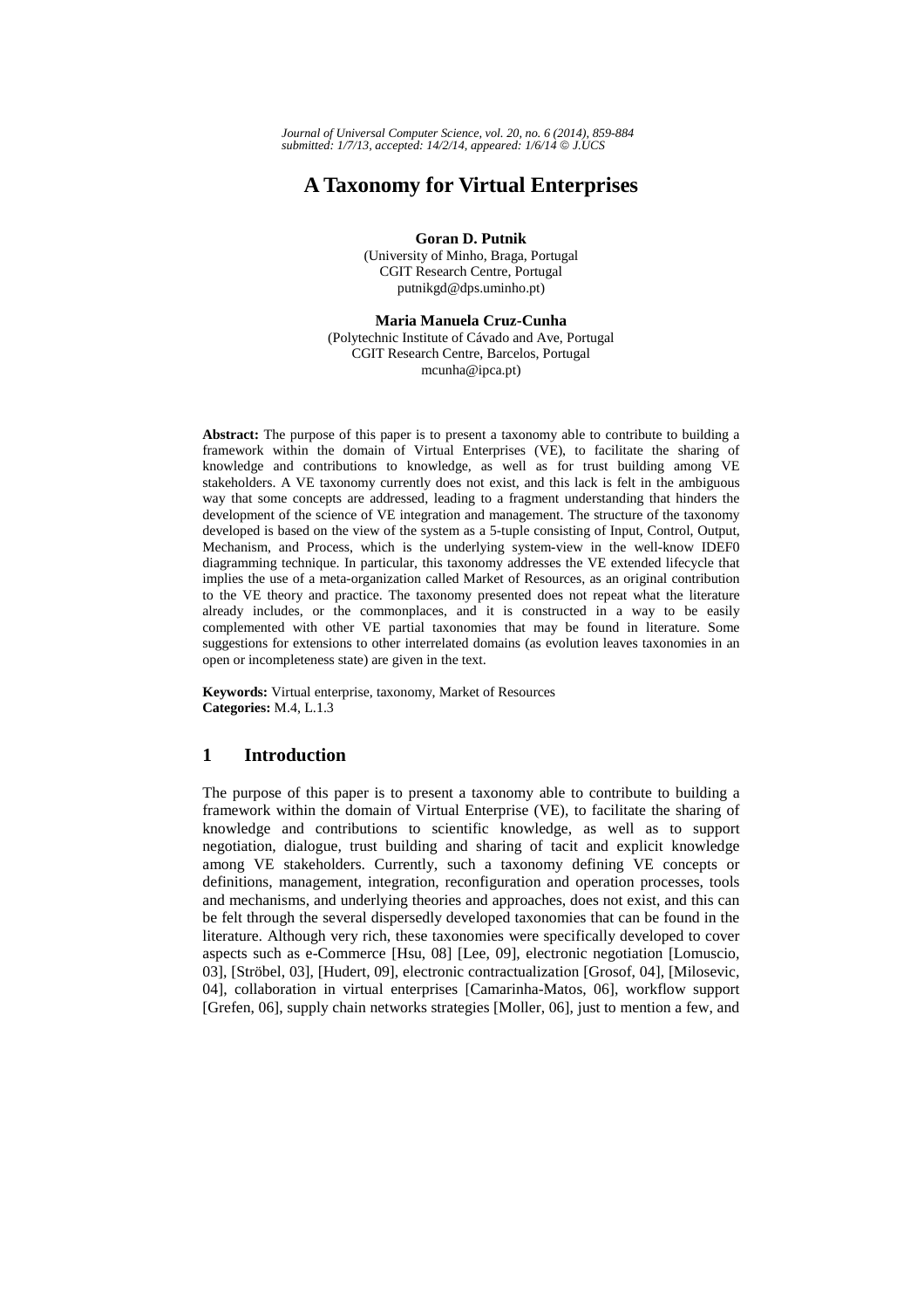# A Taxonomy for Virtual Enterprises

**Goran D. Putnik**
(University of Minho, Braga, Portugal
CGIT Research Centre, Portugal
putnikgd@dps.uminho.pt)

**Maria Manuela Cruz-Cunha**
(Polytechnic Institute of Cávado and Ave, Portugal
CGIT Research Centre, Barcelos, Portugal
mcunha@ipca.pt)

**Abstract:** The purpose of this paper is to present a taxonomy able to contribute to building a framework within the domain of Virtual Enterprises (VE), to facilitate the sharing of knowledge and contributions to knowledge, as well as for trust building among VE stakeholders. A VE taxonomy currently does not exist, and this lack is felt in the ambiguous way that some concepts are addressed, leading to a fragment understanding that hinders the development of the science of VE integration and management. The structure of the taxonomy developed is based on the view of the system as a 5-tuple consisting of Input, Control, Output, Mechanism, and Process, which is the underlying system-view in the well-know IDEF0 diagramming technique. In particular, this taxonomy addresses the VE extended lifecycle that implies the use of a meta-organization called Market of Resources, as an original contribution to the VE theory and practice. The taxonomy presented does not repeat what the literature already includes, or the commonplaces, and it is constructed in a way to be easily complemented with other VE partial taxonomies that may be found in literature. Some suggestions for extensions to other interrelated domains (as evolution leaves taxonomies in an open or incompleteness state) are given in the text.

**Keywords:** Virtual enterprise, taxonomy, Market of Resources
**Categories:** M.4, L.1.3

## 1 Introduction

The purpose of this paper is to present a taxonomy able to contribute to building a framework within the domain of Virtual Enterprise (VE), to facilitate the sharing of knowledge and contributions to scientific knowledge, as well as to support negotiation, dialogue, trust building and sharing of tacit and explicit knowledge among VE stakeholders. Currently, such a taxonomy defining VE concepts or definitions, management, integration, reconfiguration and operation processes, tools and mechanisms, and underlying theories and approaches, does not exist, and this can be felt through the several dispersedly developed taxonomies that can be found in the literature. Although very rich, these taxonomies were specifically developed to cover aspects such as e-Commerce [Hsu, 08] [Lee, 09], electronic negotiation [Lomuscio, 03], [Ströbel, 03], [Hudert, 09], electronic contractualization [Grosof, 04], [Milosevic, 04], collaboration in virtual enterprises [Camarinha-Matos, 06], workflow support [Grefen, 06], supply chain networks strategies [Moller, 06], just to mention a few, and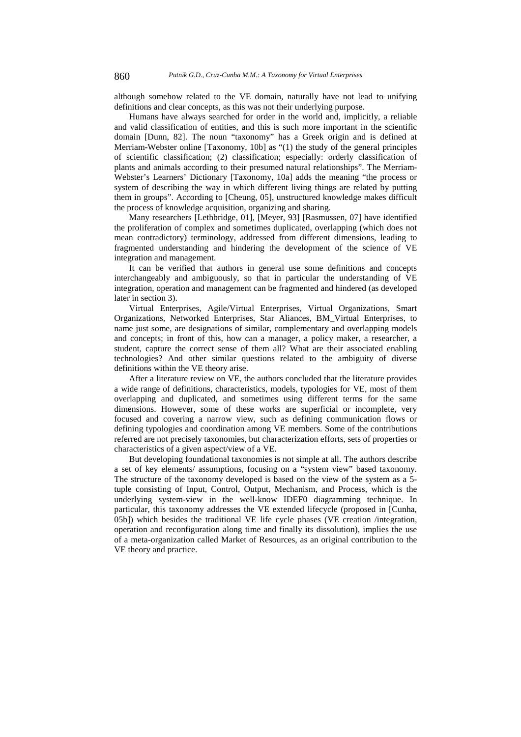although somehow related to the VE domain, naturally have not lead to unifying definitions and clear concepts, as this was not their underlying purpose.

Humans have always searched for order in the world and, implicitly, a reliable and valid classification of entities, and this is such more important in the scientific domain [Dunn, 82]. The noun "taxonomy" has a Greek origin and is defined at Merriam-Webster online [Taxonomy, 10b] as "(1) the study of the general principles of scientific classification; (2) classification; especially: orderly classification of plants and animals according to their presumed natural relationships". The Merriam-Webster's Learners' Dictionary [Taxonomy, 10a] adds the meaning "the process or system of describing the way in which different living things are related by putting them in groups". According to [Cheung, 05], unstructured knowledge makes difficult the process of knowledge acquisition, organizing and sharing.

Many researchers [Lethbridge, 01], [Meyer, 93] [Rasmussen, 07] have identified the proliferation of complex and sometimes duplicated, overlapping (which does not mean contradictory) terminology, addressed from different dimensions, leading to fragmented understanding and hindering the development of the science of VE integration and management.

It can be verified that authors in general use some definitions and concepts interchangeably and ambiguously, so that in particular the understanding of VE integration, operation and management can be fragmented and hindered (as developed later in section 3).

Virtual Enterprises, Agile/Virtual Enterprises, Virtual Organizations, Smart Organizations, Networked Enterprises, Star Aliances, BM_Virtual Enterprises, to name just some, are designations of similar, complementary and overlapping models and concepts; in front of this, how can a manager, a policy maker, a researcher, a student, capture the correct sense of them all? What are their associated enabling technologies? And other similar questions related to the ambiguity of diverse definitions within the VE theory arise.

After a literature review on VE, the authors concluded that the literature provides a wide range of definitions, characteristics, models, typologies for VE, most of them overlapping and duplicated, and sometimes using different terms for the same dimensions. However, some of these works are superficial or incomplete, very focused and covering a narrow view, such as defining communication flows or defining typologies and coordination among VE members. Some of the contributions referred are not precisely taxonomies, but characterization efforts, sets of properties or characteristics of a given aspect/view of a VE.

But developing foundational taxonomies is not simple at all. The authors describe a set of key elements/ assumptions, focusing on a "system view" based taxonomy. The structure of the taxonomy developed is based on the view of the system as a 5-tuple consisting of Input, Control, Output, Mechanism, and Process, which is the underlying system-view in the well-know IDEF0 diagramming technique. In particular, this taxonomy addresses the VE extended lifecycle (proposed in [Cunha, 05b]) which besides the traditional VE life cycle phases (VE creation /integration, operation and reconfiguration along time and finally its dissolution), implies the use of a meta-organization called Market of Resources, as an original contribution to the VE theory and practice.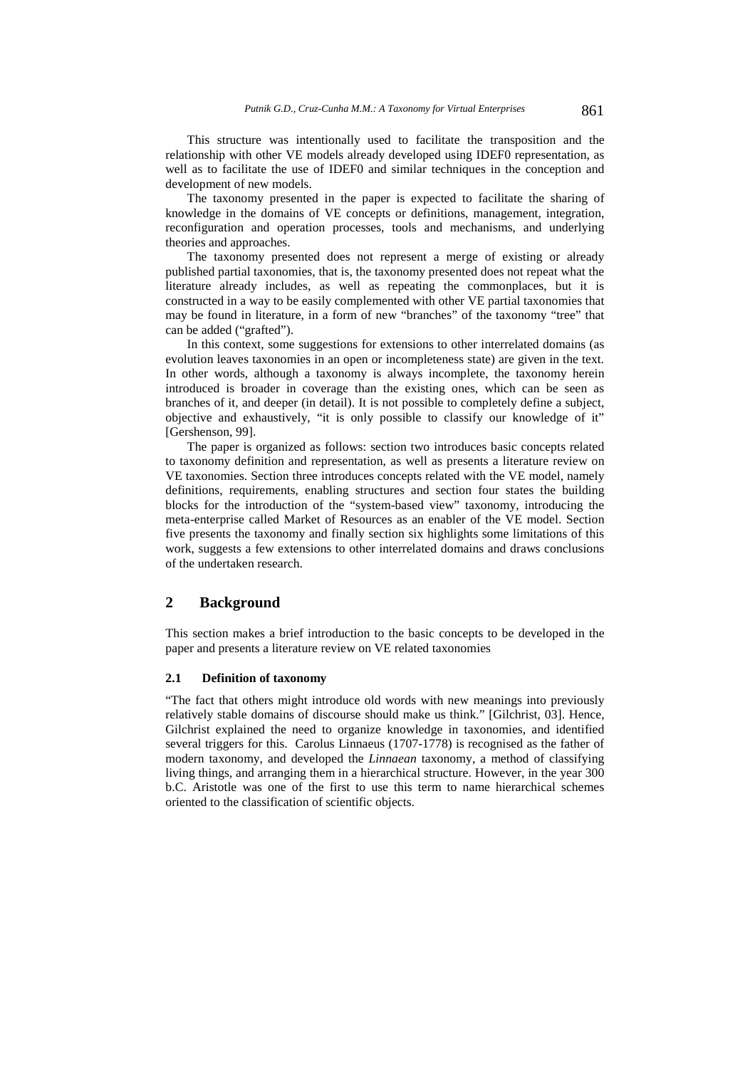This structure was intentionally used to facilitate the transposition and the relationship with other VE models already developed using IDEF0 representation, as well as to facilitate the use of IDEF0 and similar techniques in the conception and development of new models.

The taxonomy presented in the paper is expected to facilitate the sharing of knowledge in the domains of VE concepts or definitions, management, integration, reconfiguration and operation processes, tools and mechanisms, and underlying theories and approaches.

The taxonomy presented does not represent a merge of existing or already published partial taxonomies, that is, the taxonomy presented does not repeat what the literature already includes, as well as repeating the commonplaces, but it is constructed in a way to be easily complemented with other VE partial taxonomies that may be found in literature, in a form of new "branches" of the taxonomy "tree" that can be added ("grafted").

In this context, some suggestions for extensions to other interrelated domains (as evolution leaves taxonomies in an open or incompleteness state) are given in the text. In other words, although a taxonomy is always incomplete, the taxonomy herein introduced is broader in coverage than the existing ones, which can be seen as branches of it, and deeper (in detail). It is not possible to completely define a subject, objective and exhaustively, "it is only possible to classify our knowledge of it" [Gershenson, 99].

The paper is organized as follows: section two introduces basic concepts related to taxonomy definition and representation, as well as presents a literature review on VE taxonomies. Section three introduces concepts related with the VE model, namely definitions, requirements, enabling structures and section four states the building blocks for the introduction of the "system-based view" taxonomy, introducing the meta-enterprise called Market of Resources as an enabler of the VE model. Section five presents the taxonomy and finally section six highlights some limitations of this work, suggests a few extensions to other interrelated domains and draws conclusions of the undertaken research.

## 2 Background

This section makes a brief introduction to the basic concepts to be developed in the paper and presents a literature review on VE related taxonomies

### 2.1 Definition of taxonomy

"The fact that others might introduce old words with new meanings into previously relatively stable domains of discourse should make us think." [Gilchrist, 03]. Hence, Gilchrist explained the need to organize knowledge in taxonomies, and identified several triggers for this. Carolus Linnaeus (1707-1778) is recognised as the father of modern taxonomy, and developed the *Linnaean* taxonomy, a method of classifying living things, and arranging them in a hierarchical structure. However, in the year 300 b.C. Aristotle was one of the first to use this term to name hierarchical schemes oriented to the classification of scientific objects.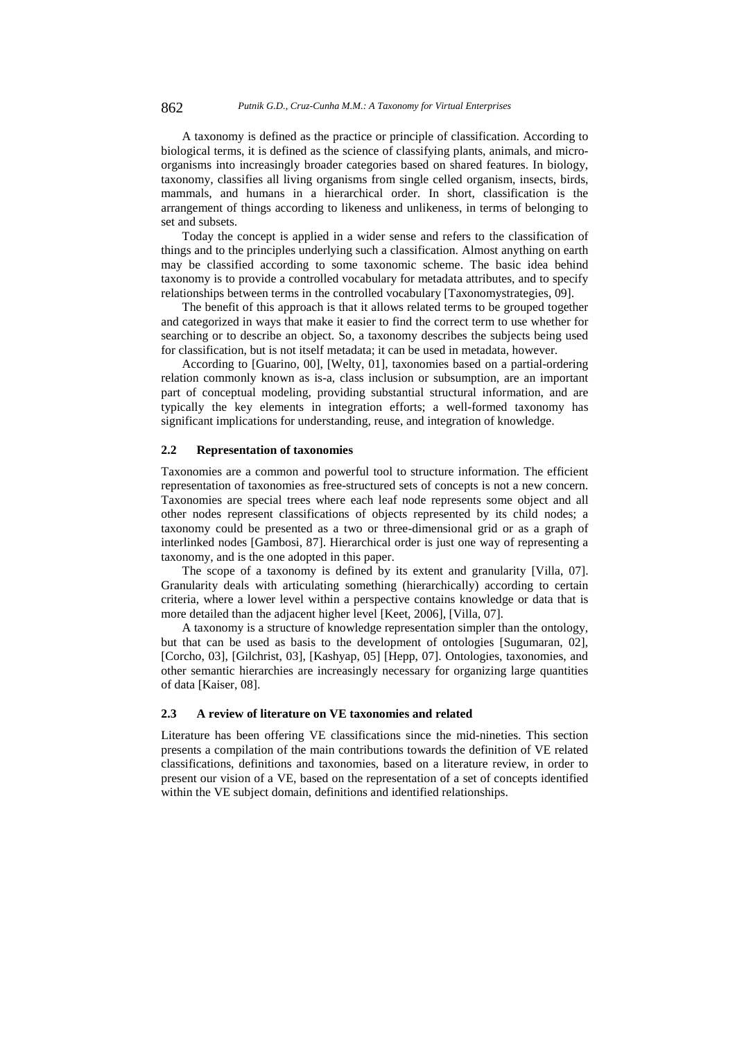A taxonomy is defined as the practice or principle of classification. According to biological terms, it is defined as the science of classifying plants, animals, and micro-organisms into increasingly broader categories based on shared features. In biology, taxonomy, classifies all living organisms from single celled organism, insects, birds, mammals, and humans in a hierarchical order. In short, classification is the arrangement of things according to likeness and unlikeness, in terms of belonging to set and subsets.

Today the concept is applied in a wider sense and refers to the classification of things and to the principles underlying such a classification. Almost anything on earth may be classified according to some taxonomic scheme. The basic idea behind taxonomy is to provide a controlled vocabulary for metadata attributes, and to specify relationships between terms in the controlled vocabulary [Taxonomystrategies, 09].

The benefit of this approach is that it allows related terms to be grouped together and categorized in ways that make it easier to find the correct term to use whether for searching or to describe an object. So, a taxonomy describes the subjects being used for classification, but is not itself metadata; it can be used in metadata, however.

According to [Guarino, 00], [Welty, 01], taxonomies based on a partial-ordering relation commonly known as is-a, class inclusion or subsumption, are an important part of conceptual modeling, providing substantial structural information, and are typically the key elements in integration efforts; a well-formed taxonomy has significant implications for understanding, reuse, and integration of knowledge.

### 2.2 Representation of taxonomies

Taxonomies are a common and powerful tool to structure information. The efficient representation of taxonomies as free-structured sets of concepts is not a new concern. Taxonomies are special trees where each leaf node represents some object and all other nodes represent classifications of objects represented by its child nodes; a taxonomy could be presented as a two or three-dimensional grid or as a graph of interlinked nodes [Gambosi, 87]. Hierarchical order is just one way of representing a taxonomy, and is the one adopted in this paper.

The scope of a taxonomy is defined by its extent and granularity [Villa, 07]. Granularity deals with articulating something (hierarchically) according to certain criteria, where a lower level within a perspective contains knowledge or data that is more detailed than the adjacent higher level [Keet, 2006], [Villa, 07].

A taxonomy is a structure of knowledge representation simpler than the ontology, but that can be used as basis to the development of ontologies [Sugumaran, 02], [Corcho, 03], [Gilchrist, 03], [Kashyap, 05] [Hepp, 07]. Ontologies, taxonomies, and other semantic hierarchies are increasingly necessary for organizing large quantities of data [Kaiser, 08].

### 2.3 A review of literature on VE taxonomies and related

Literature has been offering VE classifications since the mid-nineties. This section presents a compilation of the main contributions towards the definition of VE related classifications, definitions and taxonomies, based on a literature review, in order to present our vision of a VE, based on the representation of a set of concepts identified within the VE subject domain, definitions and identified relationships.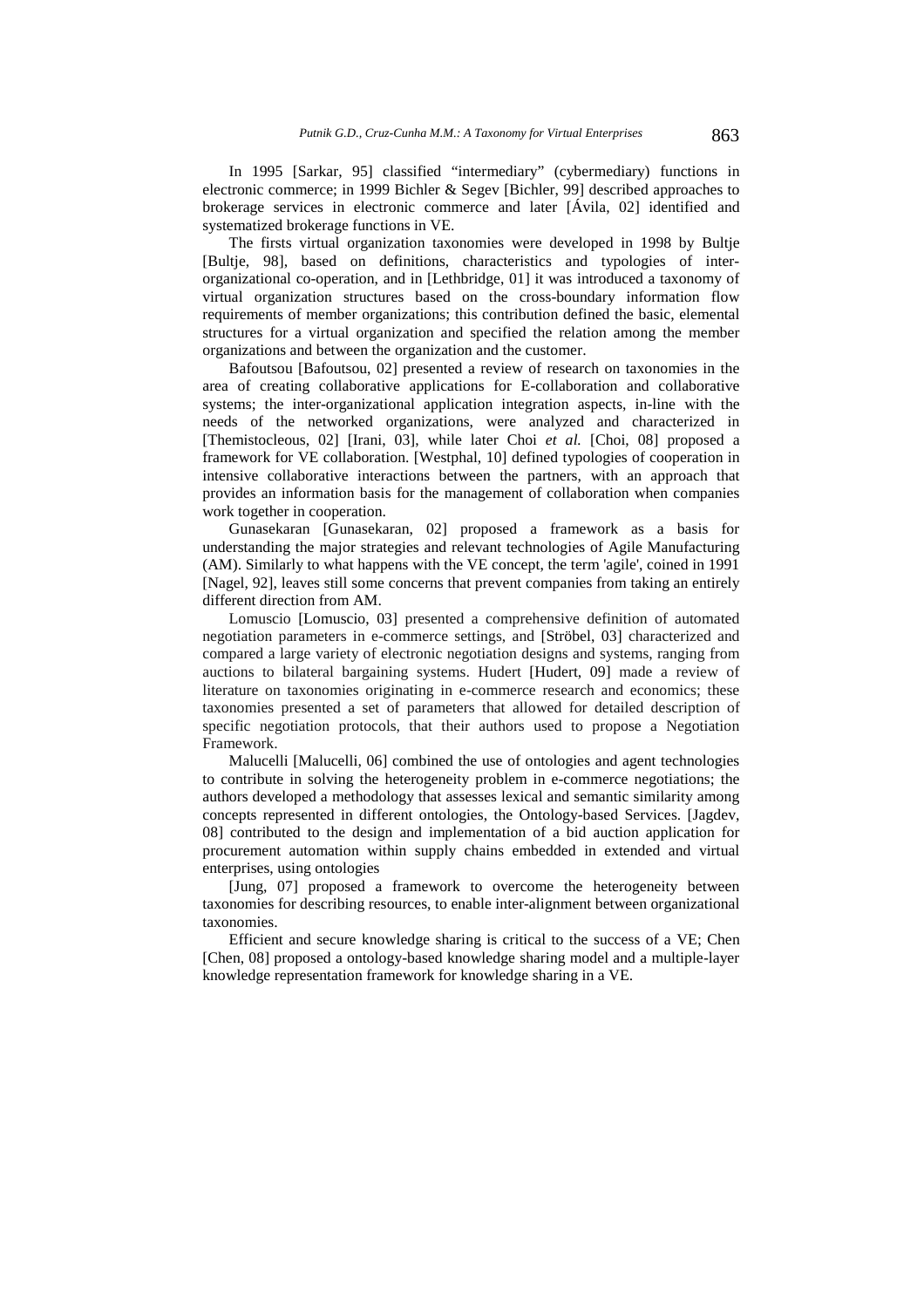In 1995 [Sarkar, 95] classified "intermediary" (cybermediary) functions in electronic commerce; in 1999 Bichler & Segev [Bichler, 99] described approaches to brokerage services in electronic commerce and later [Ávila, 02] identified and systematized brokerage functions in VE.

The firsts virtual organization taxonomies were developed in 1998 by Bultje [Bultje, 98], based on definitions, characteristics and typologies of inter-organizational co-operation, and in [Lethbridge, 01] it was introduced a taxonomy of virtual organization structures based on the cross-boundary information flow requirements of member organizations; this contribution defined the basic, elemental structures for a virtual organization and specified the relation among the member organizations and between the organization and the customer.

Bafoutsou [Bafoutsou, 02] presented a review of research on taxonomies in the area of creating collaborative applications for E-collaboration and collaborative systems; the inter-organizational application integration aspects, in-line with the needs of the networked organizations, were analyzed and characterized in [Themistocleous, 02] [Irani, 03], while later Choi *et al.* [Choi, 08] proposed a framework for VE collaboration. [Westphal, 10] defined typologies of cooperation in intensive collaborative interactions between the partners, with an approach that provides an information basis for the management of collaboration when companies work together in cooperation.

Gunasekaran [Gunasekaran, 02] proposed a framework as a basis for understanding the major strategies and relevant technologies of Agile Manufacturing (AM). Similarly to what happens with the VE concept, the term 'agile', coined in 1991 [Nagel, 92], leaves still some concerns that prevent companies from taking an entirely different direction from AM.

Lomuscio [Lomuscio, 03] presented a comprehensive definition of automated negotiation parameters in e-commerce settings, and [Ströbel, 03] characterized and compared a large variety of electronic negotiation designs and systems, ranging from auctions to bilateral bargaining systems. Hudert [Hudert, 09] made a review of literature on taxonomies originating in e-commerce research and economics; these taxonomies presented a set of parameters that allowed for detailed description of specific negotiation protocols, that their authors used to propose a Negotiation Framework.

Malucelli [Malucelli, 06] combined the use of ontologies and agent technologies to contribute in solving the heterogeneity problem in e-commerce negotiations; the authors developed a methodology that assesses lexical and semantic similarity among concepts represented in different ontologies, the Ontology-based Services. [Jagdev, 08] contributed to the design and implementation of a bid auction application for procurement automation within supply chains embedded in extended and virtual enterprises, using ontologies

[Jung, 07] proposed a framework to overcome the heterogeneity between taxonomies for describing resources, to enable inter-alignment between organizational taxonomies.

Efficient and secure knowledge sharing is critical to the success of a VE; Chen [Chen, 08] proposed a ontology-based knowledge sharing model and a multiple-layer knowledge representation framework for knowledge sharing in a VE.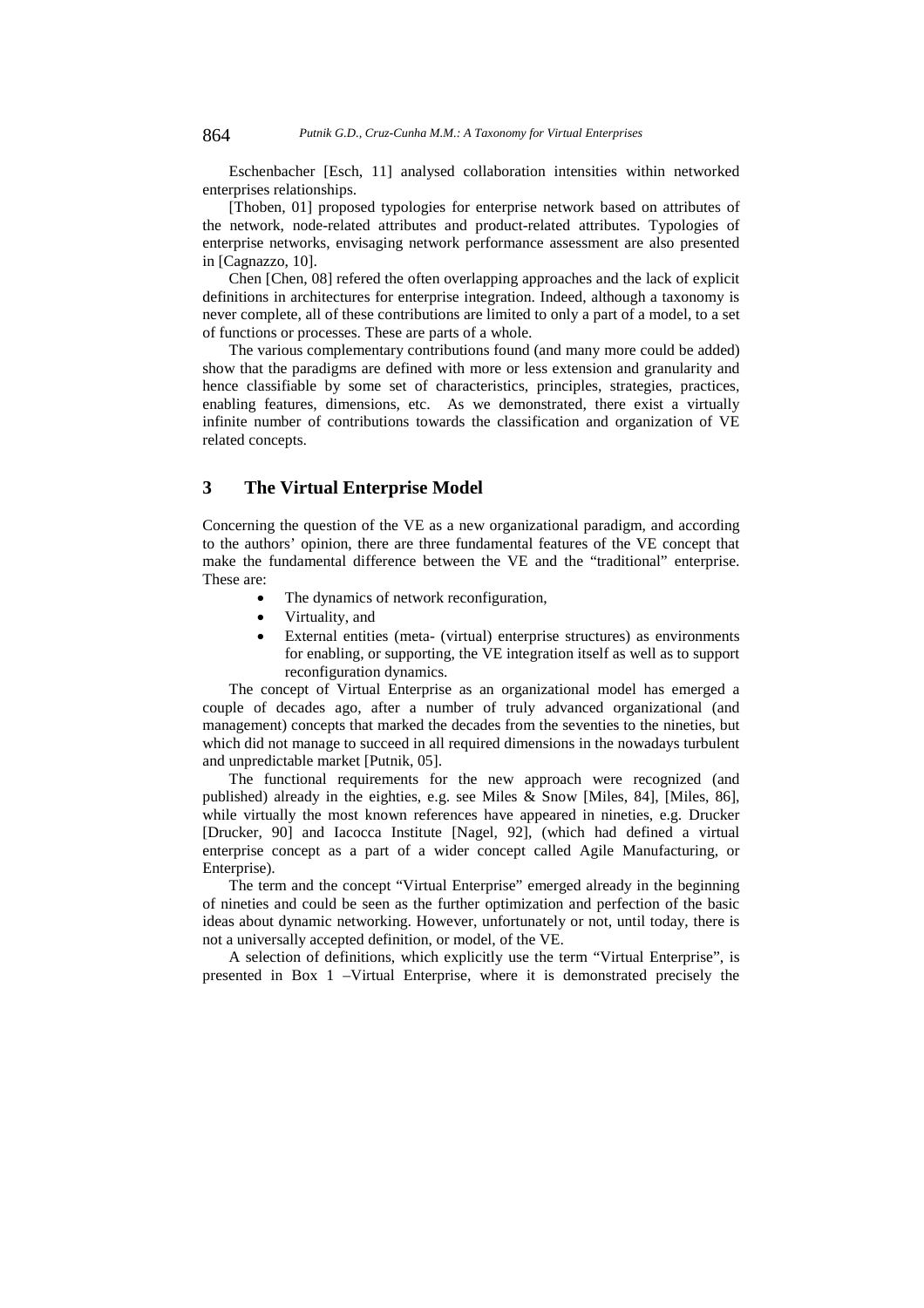Eschenbacher [Esch, 11] analysed collaboration intensities within networked enterprises relationships.

[Thoben, 01] proposed typologies for enterprise network based on attributes of the network, node-related attributes and product-related attributes. Typologies of enterprise networks, envisaging network performance assessment are also presented in [Cagnazzo, 10].

Chen [Chen, 08] refered the often overlapping approaches and the lack of explicit definitions in architectures for enterprise integration. Indeed, although a taxonomy is never complete, all of these contributions are limited to only a part of a model, to a set of functions or processes. These are parts of a whole.

The various complementary contributions found (and many more could be added) show that the paradigms are defined with more or less extension and granularity and hence classifiable by some set of characteristics, principles, strategies, practices, enabling features, dimensions, etc. As we demonstrated, there exist a virtually infinite number of contributions towards the classification and organization of VE related concepts.

## 3 The Virtual Enterprise Model

Concerning the question of the VE as a new organizational paradigm, and according to the authors' opinion, there are three fundamental features of the VE concept that make the fundamental difference between the VE and the "traditional" enterprise. These are:

- The dynamics of network reconfiguration,
- Virtuality, and
- External entities (meta- (virtual) enterprise structures) as environments for enabling, or supporting, the VE integration itself as well as to support reconfiguration dynamics.

The concept of Virtual Enterprise as an organizational model has emerged a couple of decades ago, after a number of truly advanced organizational (and management) concepts that marked the decades from the seventies to the nineties, but which did not manage to succeed in all required dimensions in the nowadays turbulent and unpredictable market [Putnik, 05].

The functional requirements for the new approach were recognized (and published) already in the eighties, e.g. see Miles & Snow [Miles, 84], [Miles, 86], while virtually the most known references have appeared in nineties, e.g. Drucker [Drucker, 90] and Iacocca Institute [Nagel, 92], (which had defined a virtual enterprise concept as a part of a wider concept called Agile Manufacturing, or Enterprise).

The term and the concept "Virtual Enterprise" emerged already in the beginning of nineties and could be seen as the further optimization and perfection of the basic ideas about dynamic networking. However, unfortunately or not, until today, there is not a universally accepted definition, or model, of the VE.

A selection of definitions, which explicitly use the term "Virtual Enterprise", is presented in Box 1 –Virtual Enterprise, where it is demonstrated precisely the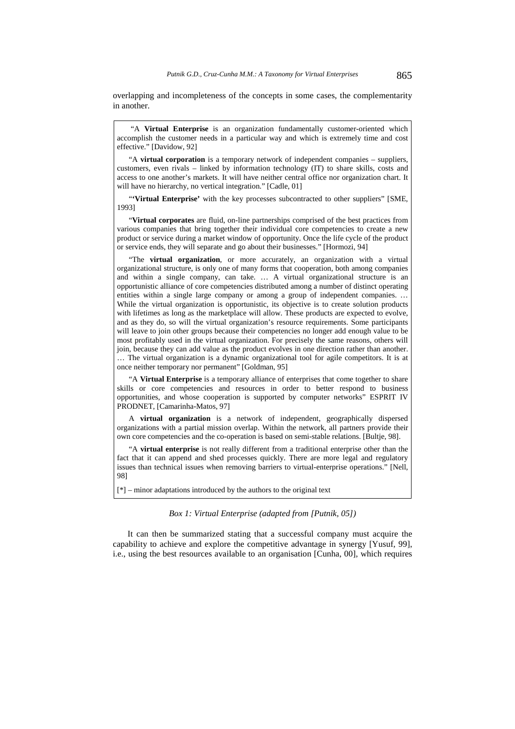overlapping and incompleteness of the concepts in some cases, the complementarity in another.

> "A **Virtual Enterprise** is an organization fundamentally customer-oriented which accomplish the customer needs in a particular way and which is extremely time and cost effective." [Davidow, 92]
>
> "A **virtual corporation** is a temporary network of independent companies – suppliers, customers, even rivals – linked by information technology (IT) to share skills, costs and access to one another's markets. It will have neither central office nor organization chart. It will have no hierarchy, no vertical integration." [Cadle, 01]
>
> "'**Virtual Enterprise'** with the key processes subcontracted to other suppliers" [SME, 1993]
>
> "**Virtual corporates** are fluid, on-line partnerships comprised of the best practices from various companies that bring together their individual core competencies to create a new product or service during a market window of opportunity. Once the life cycle of the product or service ends, they will separate and go about their businesses." [Hormozi, 94]
>
> "The **virtual organization**, or more accurately, an organization with a virtual organizational structure, is only one of many forms that cooperation, both among companies and within a single company, can take. … A virtual organizational structure is an opportunistic alliance of core competencies distributed among a number of distinct operating entities within a single large company or among a group of independent companies. … While the virtual organization is opportunistic, its objective is to create solution products with lifetimes as long as the marketplace will allow. These products are expected to evolve, and as they do, so will the virtual organization's resource requirements. Some participants will leave to join other groups because their competencies no longer add enough value to be most profitably used in the virtual organization. For precisely the same reasons, others will join, because they can add value as the product evolves in one direction rather than another. … The virtual organization is a dynamic organizational tool for agile competitors. It is at once neither temporary nor permanent" [Goldman, 95]
>
> "A **Virtual Enterprise** is a temporary alliance of enterprises that come together to share skills or core competencies and resources in order to better respond to business opportunities, and whose cooperation is supported by computer networks" ESPRIT IV PRODNET, [Camarinha-Matos, 97]
>
> A **virtual organization** is a network of independent, geographically dispersed organizations with a partial mission overlap. Within the network, all partners provide their own core competencies and the co-operation is based on semi-stable relations. [Bultje, 98].
>
> "A **virtual enterprise** is not really different from a traditional enterprise other than the fact that it can append and shed processes quickly. There are more legal and regulatory issues than technical issues when removing barriers to virtual-enterprise operations." [Nell, 98]
>
> [*] – minor adaptations introduced by the authors to the original text

*Box 1: Virtual Enterprise (adapted from [Putnik, 05])*

It can then be summarized stating that a successful company must acquire the capability to achieve and explore the competitive advantage in synergy [Yusuf, 99], i.e., using the best resources available to an organisation [Cunha, 00], which requires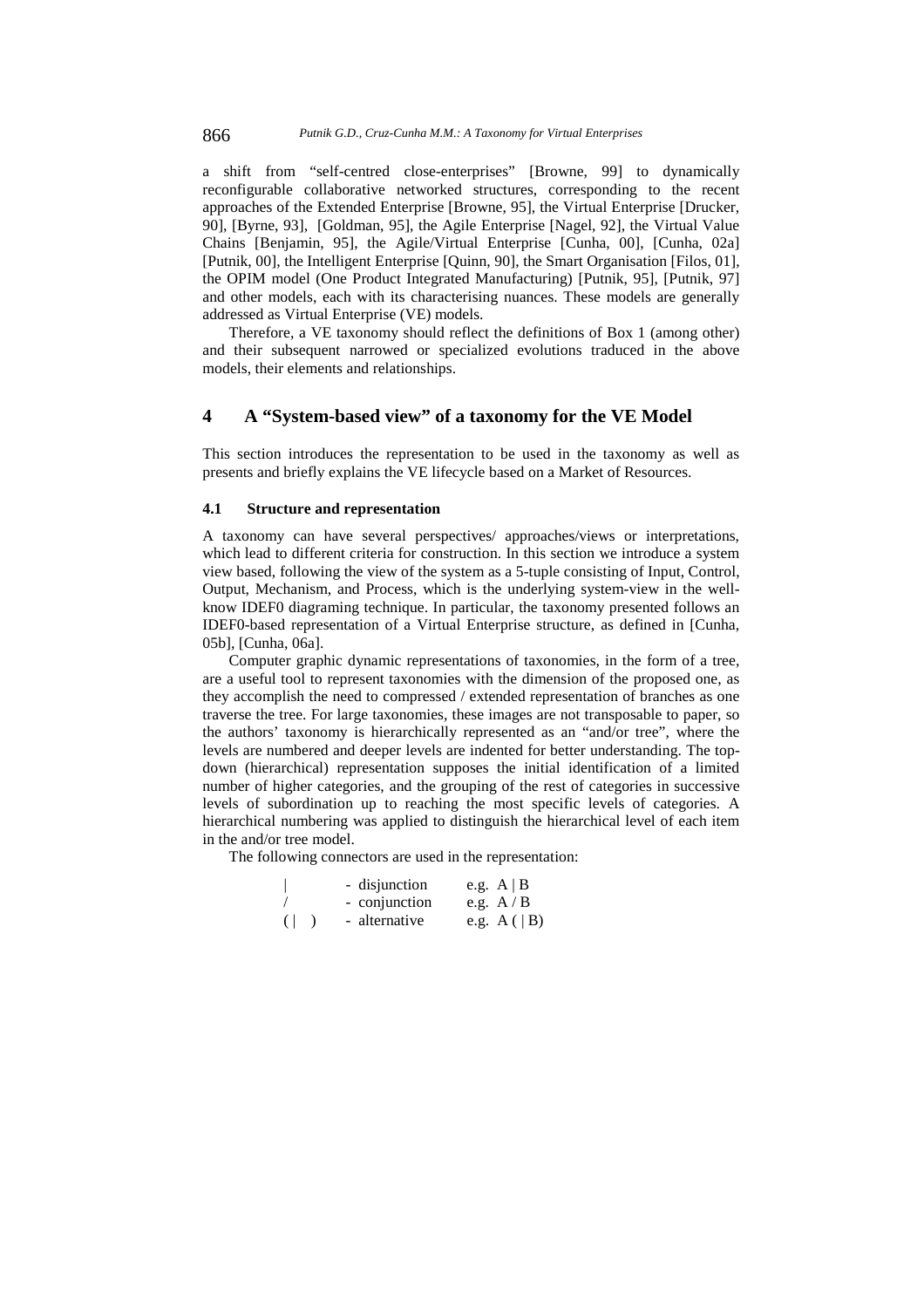a shift from "self-centred close-enterprises" [Browne, 99] to dynamically reconfigurable collaborative networked structures, corresponding to the recent approaches of the Extended Enterprise [Browne, 95], the Virtual Enterprise [Drucker, 90], [Byrne, 93], [Goldman, 95], the Agile Enterprise [Nagel, 92], the Virtual Value Chains [Benjamin, 95], the Agile/Virtual Enterprise [Cunha, 00], [Cunha, 02a] [Putnik, 00], the Intelligent Enterprise [Quinn, 90], the Smart Organisation [Filos, 01], the OPIM model (One Product Integrated Manufacturing) [Putnik, 95], [Putnik, 97] and other models, each with its characterising nuances. These models are generally addressed as Virtual Enterprise (VE) models.

Therefore, a VE taxonomy should reflect the definitions of Box 1 (among other) and their subsequent narrowed or specialized evolutions traduced in the above models, their elements and relationships.

## 4 A "System-based view" of a taxonomy for the VE Model

This section introduces the representation to be used in the taxonomy as well as presents and briefly explains the VE lifecycle based on a Market of Resources.

### 4.1 Structure and representation

A taxonomy can have several perspectives/ approaches/views or interpretations, which lead to different criteria for construction. In this section we introduce a system view based, following the view of the system as a 5-tuple consisting of Input, Control, Output, Mechanism, and Process, which is the underlying system-view in the well-know IDEF0 diagraming technique. In particular, the taxonomy presented follows an IDEF0-based representation of a Virtual Enterprise structure, as defined in [Cunha, 05b], [Cunha, 06a].

Computer graphic dynamic representations of taxonomies, in the form of a tree, are a useful tool to represent taxonomies with the dimension of the proposed one, as they accomplish the need to compressed / extended representation of branches as one traverse the tree. For large taxonomies, these images are not transposable to paper, so the authors' taxonomy is hierarchically represented as an "and/or tree", where the levels are numbered and deeper levels are indented for better understanding. The top-down (hierarchical) representation supposes the initial identification of a limited number of higher categories, and the grouping of the rest of categories in successive levels of subordination up to reaching the most specific levels of categories. A hierarchical numbering was applied to distinguish the hierarchical level of each item in the and/or tree model.

The following connectors are used in the representation:

| | | |
|---|---|---|
| \| | - disjunction | e.g. A \| B |
| / | - conjunction | e.g. A / B |
| ( \| ) | - alternative | e.g. A ( \| B) |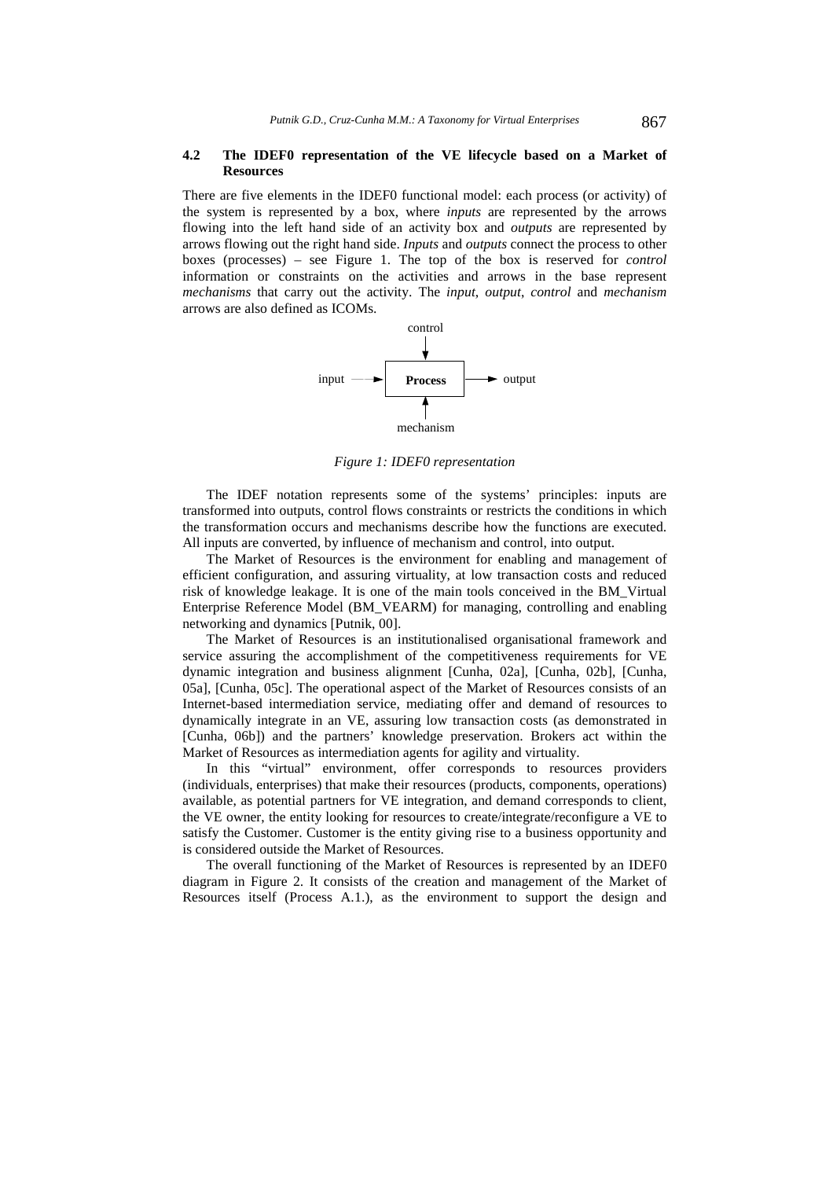### 4.2 The IDEF0 representation of the VE lifecycle based on a Market of Resources

There are five elements in the IDEF0 functional model: each process (or activity) of the system is represented by a box, where *inputs* are represented by the arrows flowing into the left hand side of an activity box and *outputs* are represented by arrows flowing out the right hand side. *Inputs* and *outputs* connect the process to other boxes (processes) – see Figure 1. The top of the box is reserved for *control* information or constraints on the activities and arrows in the base represent *mechanisms* that carry out the activity. The *input*, *output*, *control* and *mechanism* arrows are also defined as ICOMs.

control

input → **Process** → output

mechanism

*Figure 1: IDEF0 representation*

The IDEF notation represents some of the systems' principles: inputs are transformed into outputs, control flows constraints or restricts the conditions in which the transformation occurs and mechanisms describe how the functions are executed. All inputs are converted, by influence of mechanism and control, into output.

The Market of Resources is the environment for enabling and management of efficient configuration, and assuring virtuality, at low transaction costs and reduced risk of knowledge leakage. It is one of the main tools conceived in the BM_Virtual Enterprise Reference Model (BM_VEARM) for managing, controlling and enabling networking and dynamics [Putnik, 00].

The Market of Resources is an institutionalised organisational framework and service assuring the accomplishment of the competitiveness requirements for VE dynamic integration and business alignment [Cunha, 02a], [Cunha, 02b], [Cunha, 05a], [Cunha, 05c]. The operational aspect of the Market of Resources consists of an Internet-based intermediation service, mediating offer and demand of resources to dynamically integrate in an VE, assuring low transaction costs (as demonstrated in [Cunha, 06b]) and the partners' knowledge preservation. Brokers act within the Market of Resources as intermediation agents for agility and virtuality.

In this "virtual" environment, offer corresponds to resources providers (individuals, enterprises) that make their resources (products, components, operations) available, as potential partners for VE integration, and demand corresponds to client, the VE owner, the entity looking for resources to create/integrate/reconfigure a VE to satisfy the Customer. Customer is the entity giving rise to a business opportunity and is considered outside the Market of Resources.

The overall functioning of the Market of Resources is represented by an IDEF0 diagram in Figure 2. It consists of the creation and management of the Market of Resources itself (Process A.1.), as the environment to support the design and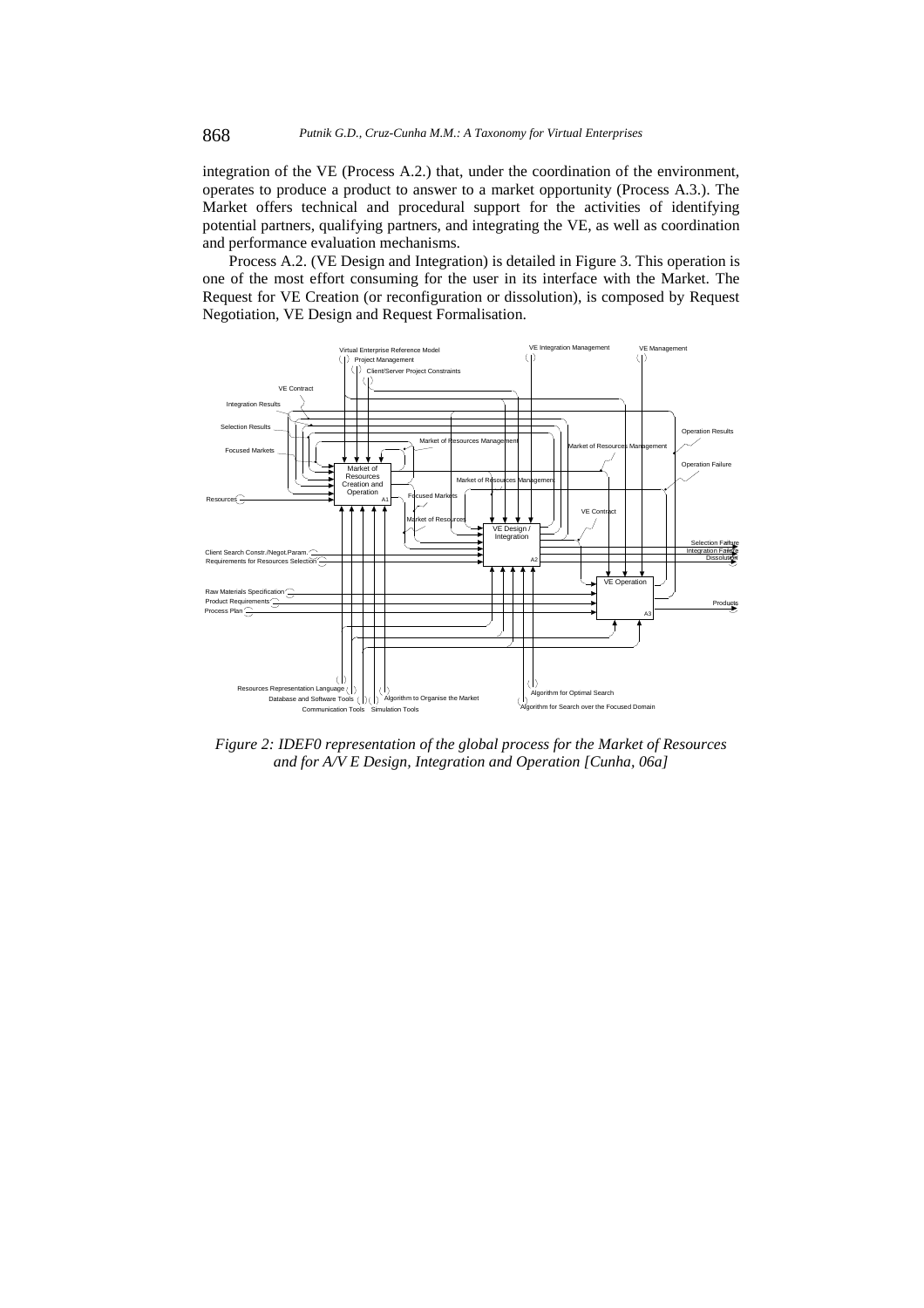integration of the VE (Process A.2.) that, under the coordination of the environment, operates to produce a product to answer to a market opportunity (Process A.3.). The Market offers technical and procedural support for the activities of identifying potential partners, qualifying partners, and integrating the VE, as well as coordination and performance evaluation mechanisms.

Process A.2. (VE Design and Integration) is detailed in Figure 3. This operation is one of the most effort consuming for the user in its interface with the Market. The Request for VE Creation (or reconfiguration or dissolution), is composed by Request Negotiation, VE Design and Request Formalisation.

*Figure 2: IDEF0 representation of the global process for the Market of Resources and for A/V E Design, Integration and Operation [Cunha, 06a]*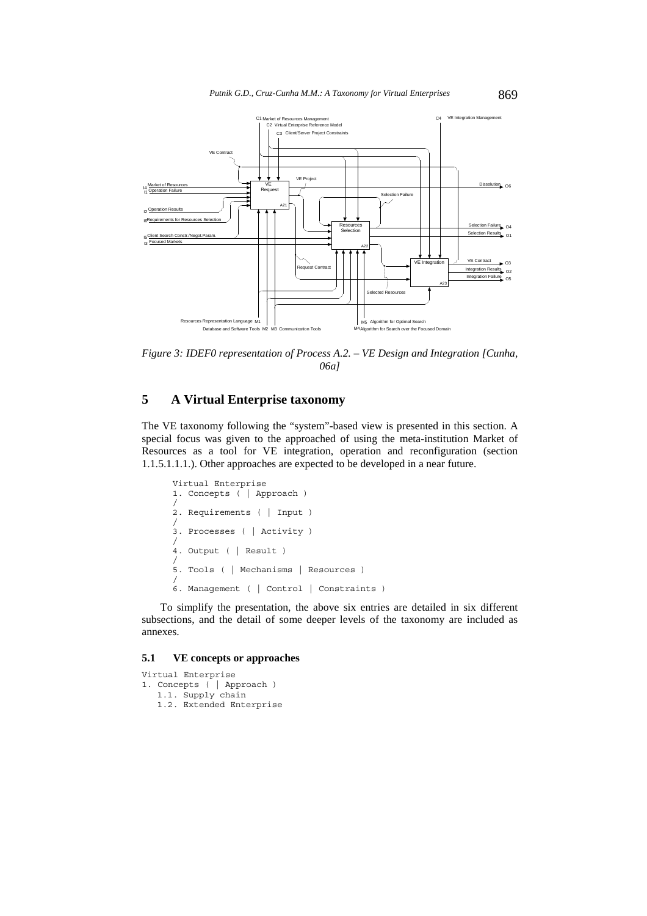*Figure 3: IDEF0 representation of Process A.2. – VE Design and Integration [Cunha, 06a]*

## 5 A Virtual Enterprise taxonomy

The VE taxonomy following the "system"-based view is presented in this section. A special focus was given to the approached of using the meta-institution Market of Resources as a tool for VE integration, operation and reconfiguration (section 1.1.5.1.1.1.). Other approaches are expected to be developed in a near future.

```
Virtual Enterprise
1. Concepts ( | Approach )
/
2. Requirements ( | Input )
/
3. Processes ( | Activity )
/
4. Output ( | Result )
/
5. Tools ( | Mechanisms | Resources )
/
6. Management ( | Control | Constraints )
```

To simplify the presentation, the above six entries are detailed in six different subsections, and the detail of some deeper levels of the taxonomy are included as annexes.

### 5.1 VE concepts or approaches

```
Virtual Enterprise
1. Concepts ( | Approach )
   1.1. Supply chain
   1.2. Extended Enterprise
```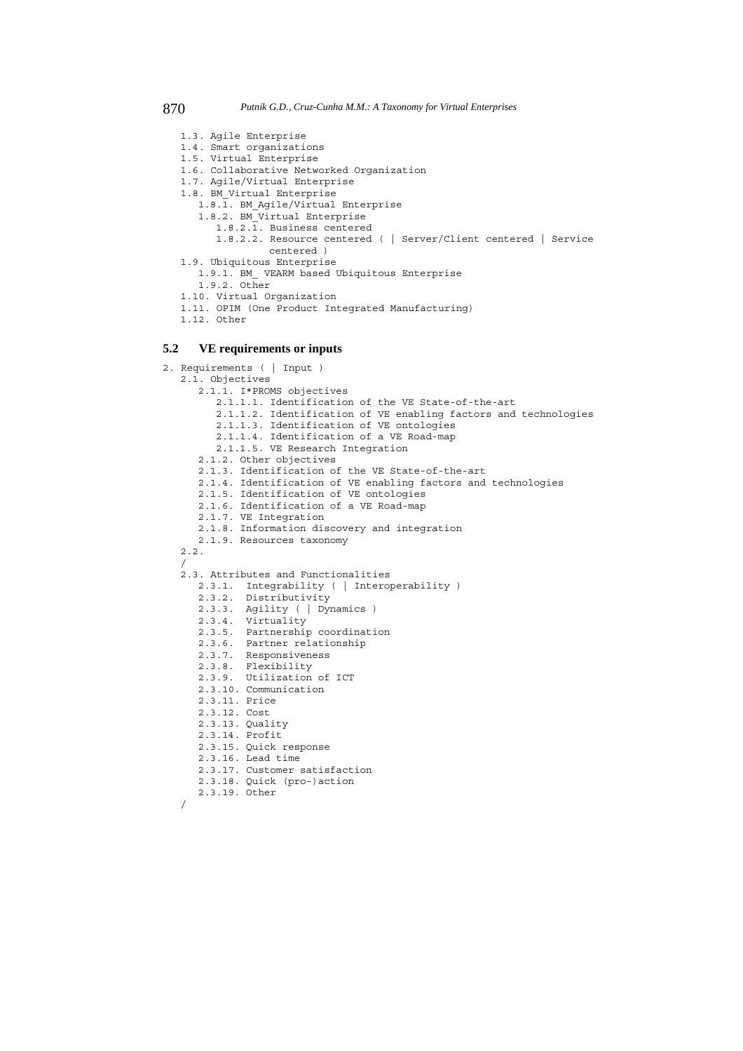```
1.3. Agile Enterprise
1.4. Smart organizations
1.5. Virtual Enterprise
1.6. Collaborative Networked Organization
1.7. Agile/Virtual Enterprise
1.8. BM_Virtual Enterprise
   1.8.1. BM_Agile/Virtual Enterprise
   1.8.2. BM_Virtual Enterprise
      1.8.2.1. Business centered
      1.8.2.2. Resource centered ( | Server/Client centered | Service
               centered )
1.9. Ubiquitous Enterprise
   1.9.1. BM_ VEARM based Ubiquitous Enterprise
   1.9.2. Other
1.10. Virtual Organization
1.11. OPIM (One Product Integrated Manufacturing)
1.12. Other
```

## 5.2 VE requirements or inputs

```
2. Requirements ( | Input )
   2.1. Objectives
      2.1.1. I*PROMS objectives
         2.1.1.1. Identification of the VE State-of-the-art
         2.1.1.2. Identification of VE enabling factors and technologies
         2.1.1.3. Identification of VE ontologies
         2.1.1.4. Identification of a VE Road-map
         2.1.1.5. VE Research Integration
      2.1.2. Other objectives
      2.1.3. Identification of the VE State-of-the-art
      2.1.4. Identification of VE enabling factors and technologies
      2.1.5. Identification of VE ontologies
      2.1.6. Identification of a VE Road-map
      2.1.7. VE Integration
      2.1.8. Information discovery and integration
      2.1.9. Resources taxonomy
   2.2.
   /
   2.3. Attributes and Functionalities
      2.3.1.  Integrability ( | Interoperability )
      2.3.2.  Distributivity
      2.3.3.  Agility ( | Dynamics )
      2.3.4.  Virtuality
      2.3.5.  Partnership coordination
      2.3.6.  Partner relationship
      2.3.7.  Responsiveness
      2.3.8.  Flexibility
      2.3.9.  Utilization of ICT
      2.3.10. Communication
      2.3.11. Price
      2.3.12. Cost
      2.3.13. Quality
      2.3.14. Profit
      2.3.15. Quick response
      2.3.16. Lead time
      2.3.17. Customer satisfaction
      2.3.18. Quick (pro-)action
      2.3.19. Other
   /
```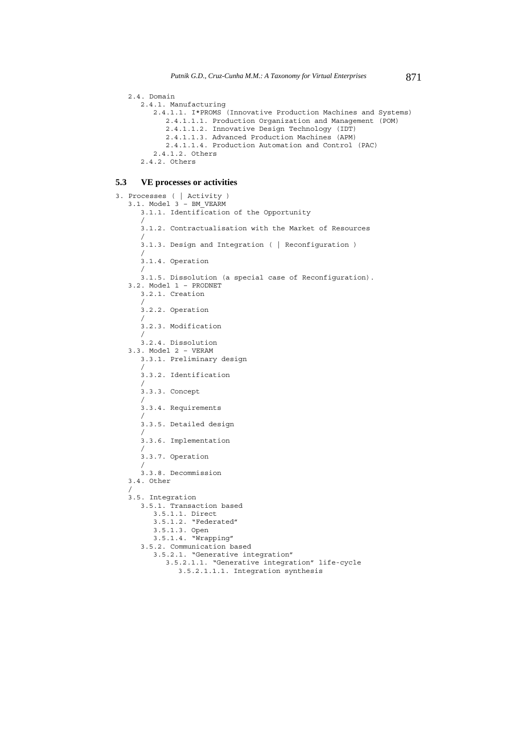```
2.4. Domain
   2.4.1. Manufacturing
      2.4.1.1. I*PROMS (Innovative Production Machines and Systems)
         2.4.1.1.1. Production Organization and Management (POM)
         2.4.1.1.2. Innovative Design Technology (IDT)
         2.4.1.1.3. Advanced Production Machines (APM)
         2.4.1.1.4. Production Automation and Control (PAC)
      2.4.1.2. Others
   2.4.2. Others
```

## 5.3 VE processes or activities

```
3. Processes ( | Activity )
   3.1. Model 3 – BM_VEARM
      3.1.1. Identification of the Opportunity
      /
      3.1.2. Contractualisation with the Market of Resources
      /
      3.1.3. Design and Integration ( | Reconfiguration )
      /
      3.1.4. Operation
      /
      3.1.5. Dissolution (a special case of Reconfiguration).
   3.2. Model 1 – PRODNET
      3.2.1. Creation
      /
      3.2.2. Operation
      /
      3.2.3. Modification
      /
      3.2.4. Dissolution
   3.3. Model 2 – VERAM
      3.3.1. Preliminary design
      /
      3.3.2. Identification
      /
      3.3.3. Concept
      /
      3.3.4. Requirements
      /
      3.3.5. Detailed design
      /
      3.3.6. Implementation
      /
      3.3.7. Operation
      /
      3.3.8. Decommission
   3.4. Other
   /
   3.5. Integration
      3.5.1. Transaction based
         3.5.1.1. Direct
         3.5.1.2. "Federated"
         3.5.1.3. Open
         3.5.1.4. "Wrapping"
      3.5.2. Communication based
         3.5.2.1. "Generative integration"
            3.5.2.1.1. "Generative integration" life-cycle
               3.5.2.1.1.1. Integration synthesis
```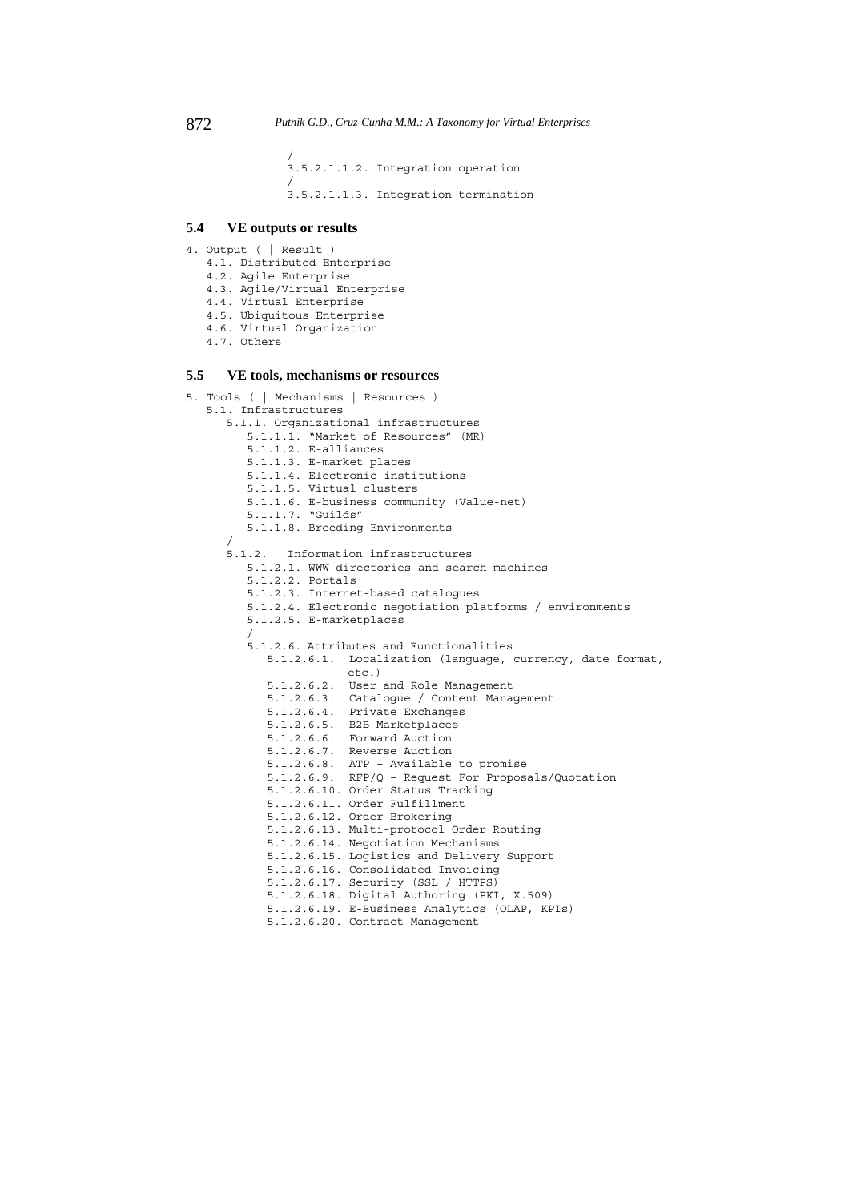```
/
3.5.2.1.1.2. Integration operation
/
3.5.2.1.1.3. Integration termination
```

## 5.4 VE outputs or results

```
4. Output ( | Result )
   4.1. Distributed Enterprise
   4.2. Agile Enterprise
   4.3. Agile/Virtual Enterprise
   4.4. Virtual Enterprise
   4.5. Ubiquitous Enterprise
   4.6. Virtual Organization
   4.7. Others
```

## 5.5 VE tools, mechanisms or resources

```
5. Tools ( | Mechanisms | Resources )
   5.1. Infrastructures
      5.1.1. Organizational infrastructures
         5.1.1.1. "Market of Resources" (MR)
         5.1.1.2. E-alliances
         5.1.1.3. E-market places
         5.1.1.4. Electronic institutions
         5.1.1.5. Virtual clusters
         5.1.1.6. E-business community (Value-net)
         5.1.1.7. "Guilds"
         5.1.1.8. Breeding Environments
      /
      5.1.2.  Information infrastructures
         5.1.2.1. WWW directories and search machines
         5.1.2.2. Portals
         5.1.2.3. Internet-based catalogues
         5.1.2.4. Electronic negotiation platforms / environments
         5.1.2.5. E-marketplaces
         /
         5.1.2.6. Attributes and Functionalities
            5.1.2.6.1.  Localization (language, currency, date format,
                        etc.)
            5.1.2.6.2.  User and Role Management
            5.1.2.6.3.  Catalogue / Content Management
            5.1.2.6.4.  Private Exchanges
            5.1.2.6.5.  B2B Marketplaces
            5.1.2.6.6.  Forward Auction
            5.1.2.6.7.  Reverse Auction
            5.1.2.6.8.  ATP – Available to promise
            5.1.2.6.9.  RFP/Q – Request For Proposals/Quotation
            5.1.2.6.10. Order Status Tracking
            5.1.2.6.11. Order Fulfillment
            5.1.2.6.12. Order Brokering
            5.1.2.6.13. Multi-protocol Order Routing
            5.1.2.6.14. Negotiation Mechanisms
            5.1.2.6.15. Logistics and Delivery Support
            5.1.2.6.16. Consolidated Invoicing
            5.1.2.6.17. Security (SSL / HTTPS)
            5.1.2.6.18. Digital Authoring (PKI, X.509)
            5.1.2.6.19. E-Business Analytics (OLAP, KPIs)
            5.1.2.6.20. Contract Management
```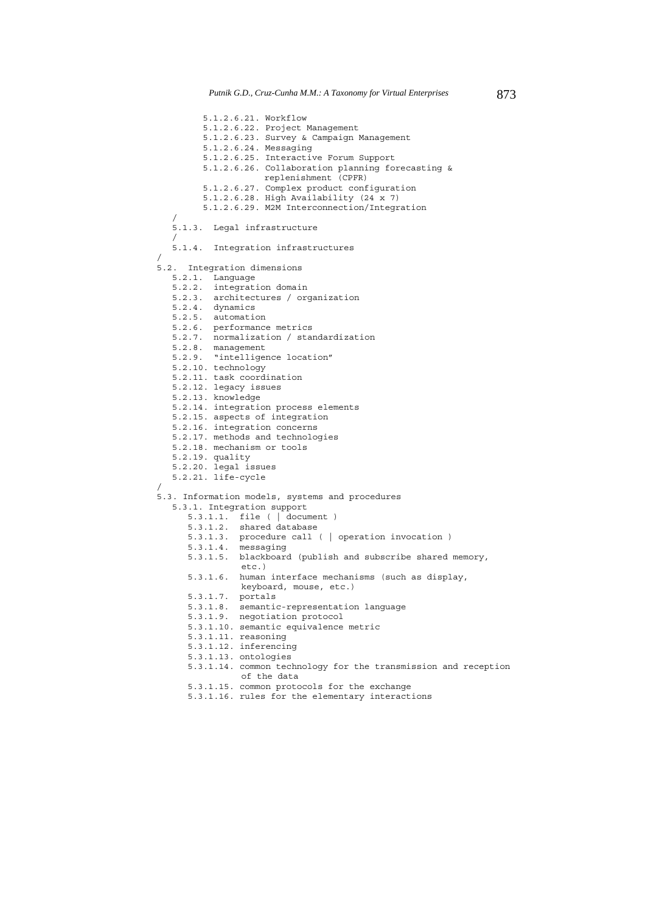```
            5.1.2.6.21. Workflow
            5.1.2.6.22. Project Management
            5.1.2.6.23. Survey & Campaign Management
            5.1.2.6.24. Messaging
            5.1.2.6.25. Interactive Forum Support
            5.1.2.6.26. Collaboration planning forecasting &
                        replenishment (CPFR)
            5.1.2.6.27. Complex product configuration
            5.1.2.6.28. High Availability (24 x 7)
            5.1.2.6.29. M2M Interconnection/Integration
   /
   5.1.3.  Legal infrastructure
   /
   5.1.4.  Integration infrastructures
/
5.2.  Integration dimensions
   5.2.1.  Language
   5.2.2.  integration domain
   5.2.3.  architectures / organization
   5.2.4.  dynamics
   5.2.5.  automation
   5.2.6.  performance metrics
   5.2.7.  normalization / standardization
   5.2.8.  management
   5.2.9.  "intelligence location"
   5.2.10. technology
   5.2.11. task coordination
   5.2.12. legacy issues
   5.2.13. knowledge
   5.2.14. integration process elements
   5.2.15. aspects of integration
   5.2.16. integration concerns
   5.2.17. methods and technologies
   5.2.18. mechanism or tools
   5.2.19. quality
   5.2.20. legal issues
   5.2.21. life-cycle
/
5.3. Information models, systems and procedures
   5.3.1. Integration support
      5.3.1.1.  file ( | document )
      5.3.1.2.  shared database
      5.3.1.3.  procedure call ( | operation invocation )
      5.3.1.4.  messaging
      5.3.1.5.  blackboard (publish and subscribe shared memory,
                etc.)
      5.3.1.6.  human interface mechanisms (such as display,
                keyboard, mouse, etc.)
      5.3.1.7.  portals
      5.3.1.8.  semantic-representation language
      5.3.1.9.  negotiation protocol
      5.3.1.10. semantic equivalence metric
      5.3.1.11. reasoning
      5.3.1.12. inferencing
      5.3.1.13. ontologies
      5.3.1.14. common technology for the transmission and reception
                of the data
      5.3.1.15. common protocols for the exchange
      5.3.1.16. rules for the elementary interactions
```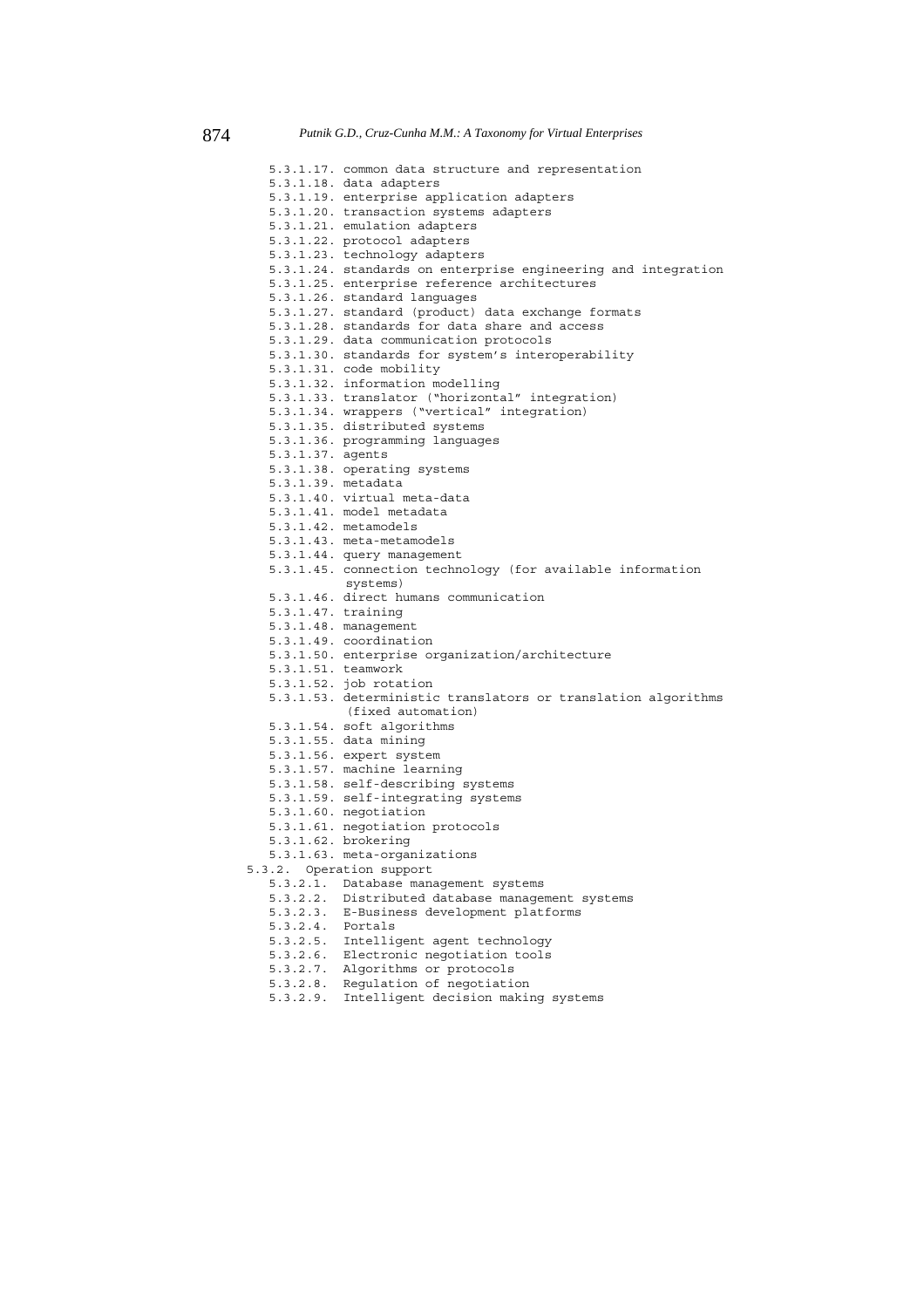- 5.3.1.17. common data structure and representation
- 5.3.1.18. data adapters
- 5.3.1.19. enterprise application adapters
- 5.3.1.20. transaction systems adapters
- 5.3.1.21. emulation adapters
- 5.3.1.22. protocol adapters
- 5.3.1.23. technology adapters
- 5.3.1.24. standards on enterprise engineering and integration
- 5.3.1.25. enterprise reference architectures
- 5.3.1.26. standard languages
- 5.3.1.27. standard (product) data exchange formats
- 5.3.1.28. standards for data share and access
- 5.3.1.29. data communication protocols
- 5.3.1.30. standards for system's interoperability
- 5.3.1.31. code mobility
- 5.3.1.32. information modelling
- 5.3.1.33. translator ("horizontal" integration)
- 5.3.1.34. wrappers ("vertical" integration)
- 5.3.1.35. distributed systems
- 5.3.1.36. programming languages
- 5.3.1.37. agents
- 5.3.1.38. operating systems
- 5.3.1.39. metadata
- 5.3.1.40. virtual meta-data
- 5.3.1.41. model metadata
- 5.3.1.42. metamodels
- 5.3.1.43. meta-metamodels
- 5.3.1.44. query management
- 5.3.1.45. connection technology (for available information systems)
- 5.3.1.46. direct humans communication
- 5.3.1.47. training
- 5.3.1.48. management
- 5.3.1.49. coordination
- 5.3.1.50. enterprise organization/architecture
- 5.3.1.51. teamwork
- 5.3.1.52. job rotation
- 5.3.1.53. deterministic translators or translation algorithms (fixed automation)
- 5.3.1.54. soft algorithms
- 5.3.1.55. data mining
- 5.3.1.56. expert system
- 5.3.1.57. machine learning
- 5.3.1.58. self-describing systems
- 5.3.1.59. self-integrating systems
- 5.3.1.60. negotiation
- 5.3.1.61. negotiation protocols
- 5.3.1.62. brokering
- 5.3.1.63. meta-organizations

5.3.2. Operation support

- 5.3.2.1. Database management systems
- 5.3.2.2. Distributed database management systems
- 5.3.2.3. E-Business development platforms
- 5.3.2.4. Portals
- 5.3.2.5. Intelligent agent technology
- 5.3.2.6. Electronic negotiation tools
- 5.3.2.7. Algorithms or protocols
- 5.3.2.8. Regulation of negotiation
- 5.3.2.9. Intelligent decision making systems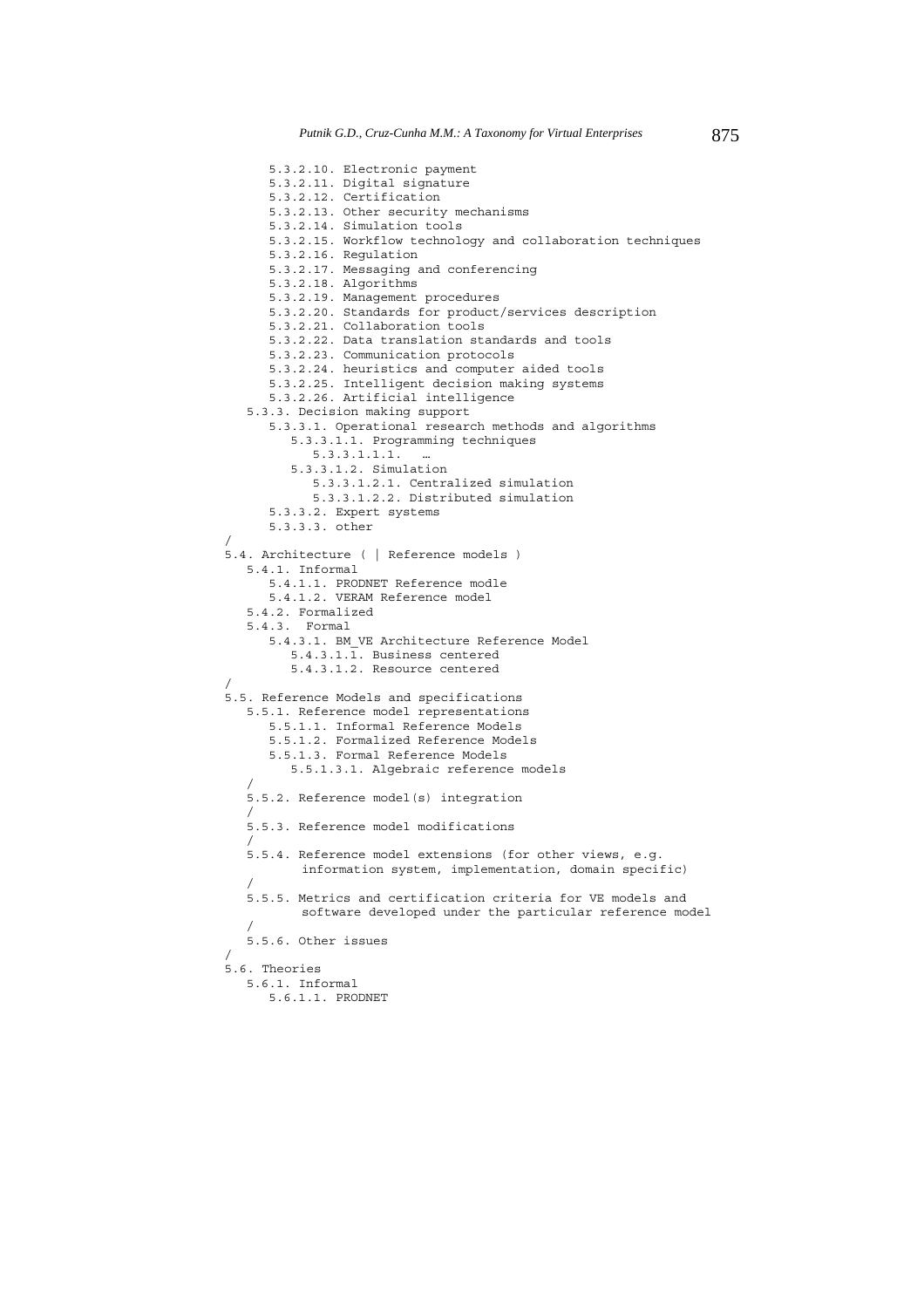```
      5.3.2.10. Electronic payment
      5.3.2.11. Digital signature
      5.3.2.12. Certification
      5.3.2.13. Other security mechanisms
      5.3.2.14. Simulation tools
      5.3.2.15. Workflow technology and collaboration techniques
      5.3.2.16. Regulation
      5.3.2.17. Messaging and conferencing
      5.3.2.18. Algorithms
      5.3.2.19. Management procedures
      5.3.2.20. Standards for product/services description
      5.3.2.21. Collaboration tools
      5.3.2.22. Data translation standards and tools
      5.3.2.23. Communication protocols
      5.3.2.24. heuristics and computer aided tools
      5.3.2.25. Intelligent decision making systems
      5.3.2.26. Artificial intelligence
   5.3.3. Decision making support
      5.3.3.1. Operational research methods and algorithms
         5.3.3.1.1. Programming techniques
            5.3.3.1.1.1.  …
         5.3.3.1.2. Simulation
            5.3.3.1.2.1. Centralized simulation
            5.3.3.1.2.2. Distributed simulation
      5.3.3.2. Expert systems
      5.3.3.3. other
/
5.4. Architecture ( | Reference models )
   5.4.1. Informal
      5.4.1.1. PRODNET Reference modle
      5.4.1.2. VERAM Reference model
   5.4.2. Formalized
   5.4.3.  Formal
      5.4.3.1. BM_VE Architecture Reference Model
         5.4.3.1.1. Business centered
         5.4.3.1.2. Resource centered
/
5.5. Reference Models and specifications
   5.5.1. Reference model representations
      5.5.1.1. Informal Reference Models
      5.5.1.2. Formalized Reference Models
      5.5.1.3. Formal Reference Models
         5.5.1.3.1. Algebraic reference models
   /
   5.5.2. Reference model(s) integration
   /
   5.5.3. Reference model modifications
   /
   5.5.4. Reference model extensions (for other views, e.g.
          information system, implementation, domain specific)
   /
   5.5.5. Metrics and certification criteria for VE models and
          software developed under the particular reference model
   /
   5.5.6. Other issues
/
5.6. Theories
   5.6.1. Informal
      5.6.1.1. PRODNET
```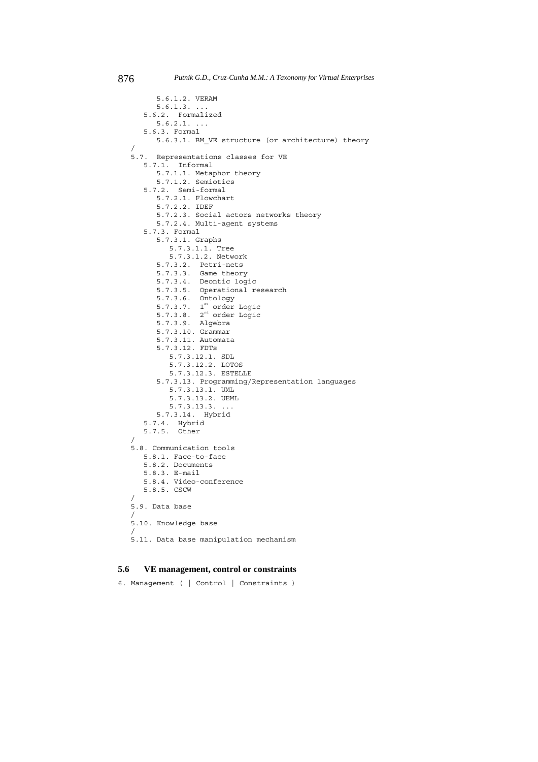```
      5.6.1.2. VERAM
      5.6.1.3. ...
   5.6.2.  Formalized
      5.6.2.1. ...
   5.6.3. Formal
      5.6.3.1. BM_VE structure (or architecture) theory
/
5.7.  Representations classes for VE
   5.7.1.  Informal
      5.7.1.1. Metaphor theory
      5.7.1.2. Semiotics
   5.7.2.  Semi-formal
      5.7.2.1. Flowchart
      5.7.2.2. IDEF
      5.7.2.3. Social actors networks theory
      5.7.2.4. Multi-agent systems
   5.7.3. Formal
      5.7.3.1. Graphs
         5.7.3.1.1. Tree
         5.7.3.1.2. Network
      5.7.3.2.  Petri-nets
      5.7.3.3.  Game theory
      5.7.3.4.  Deontic logic
      5.7.3.5.  Operational research
      5.7.3.6.  Ontology
      5.7.3.7.  1st order Logic
      5.7.3.8.  2nd order Logic
      5.7.3.9.  Algebra
      5.7.3.10. Grammar
      5.7.3.11. Automata
      5.7.3.12. FDTs
         5.7.3.12.1. SDL
         5.7.3.12.2. LOTOS
         5.7.3.12.3. ESTELLE
      5.7.3.13. Programming/Representation languages
         5.7.3.13.1. UML
         5.7.3.13.2. UEML
         5.7.3.13.3. ...
      5.7.3.14.  Hybrid
   5.7.4.  Hybrid
   5.7.5.  Other
/
5.8. Communication tools
   5.8.1. Face-to-face
   5.8.2. Documents
   5.8.3. E-mail
   5.8.4. Video-conference
   5.8.5. CSCW
/
5.9. Data base
/
5.10. Knowledge base
/
5.11. Data base manipulation mechanism
```

## 5.6 VE management, control or constraints

```
6. Management ( | Control | Constraints )
```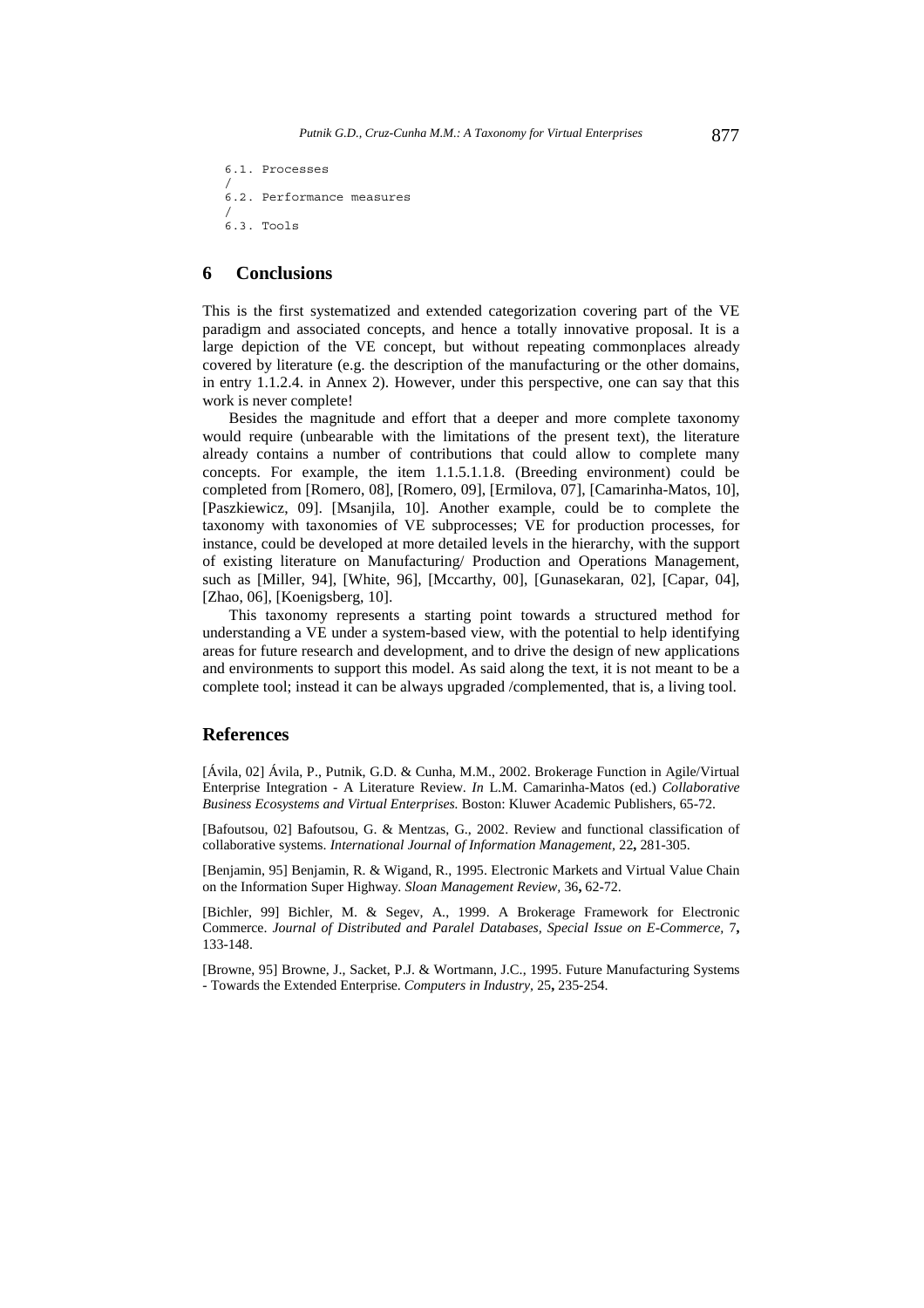```
6.1. Processes
/
6.2. Performance measures
/
6.3. Tools
```

## 6 Conclusions

This is the first systematized and extended categorization covering part of the VE paradigm and associated concepts, and hence a totally innovative proposal. It is a large depiction of the VE concept, but without repeating commonplaces already covered by literature (e.g. the description of the manufacturing or the other domains, in entry 1.1.2.4. in Annex 2). However, under this perspective, one can say that this work is never complete!

Besides the magnitude and effort that a deeper and more complete taxonomy would require (unbearable with the limitations of the present text), the literature already contains a number of contributions that could allow to complete many concepts. For example, the item 1.1.5.1.1.8. (Breeding environment) could be completed from [Romero, 08], [Romero, 09], [Ermilova, 07], [Camarinha-Matos, 10], [Paszkiewicz, 09]. [Msanjila, 10]. Another example, could be to complete the taxonomy with taxonomies of VE subprocesses; VE for production processes, for instance, could be developed at more detailed levels in the hierarchy, with the support of existing literature on Manufacturing/ Production and Operations Management, such as [Miller, 94], [White, 96], [Mccarthy, 00], [Gunasekaran, 02], [Capar, 04], [Zhao, 06], [Koenigsberg, 10].

This taxonomy represents a starting point towards a structured method for understanding a VE under a system-based view, with the potential to help identifying areas for future research and development, and to drive the design of new applications and environments to support this model. As said along the text, it is not meant to be a complete tool; instead it can be always upgraded /complemented, that is, a living tool.

## References

[Ávila, 02] Ávila, P., Putnik, G.D. & Cunha, M.M., 2002. Brokerage Function in Agile/Virtual Enterprise Integration - A Literature Review. *In* L.M. Camarinha-Matos (ed.) *Collaborative Business Ecosystems and Virtual Enterprises.* Boston: Kluwer Academic Publishers, 65-72.

[Bafoutsou, 02] Bafoutsou, G. & Mentzas, G., 2002. Review and functional classification of collaborative systems. *International Journal of Information Management,* 22**,** 281-305.

[Benjamin, 95] Benjamin, R. & Wigand, R., 1995. Electronic Markets and Virtual Value Chain on the Information Super Highway. *Sloan Management Review,* 36**,** 62-72.

[Bichler, 99] Bichler, M. & Segev, A., 1999. A Brokerage Framework for Electronic Commerce. *Journal of Distributed and Paralel Databases, Special Issue on E-Commerce,* 7**,** 133-148.

[Browne, 95] Browne, J., Sacket, P.J. & Wortmann, J.C., 1995. Future Manufacturing Systems - Towards the Extended Enterprise. *Computers in Industry,* 25**,** 235-254.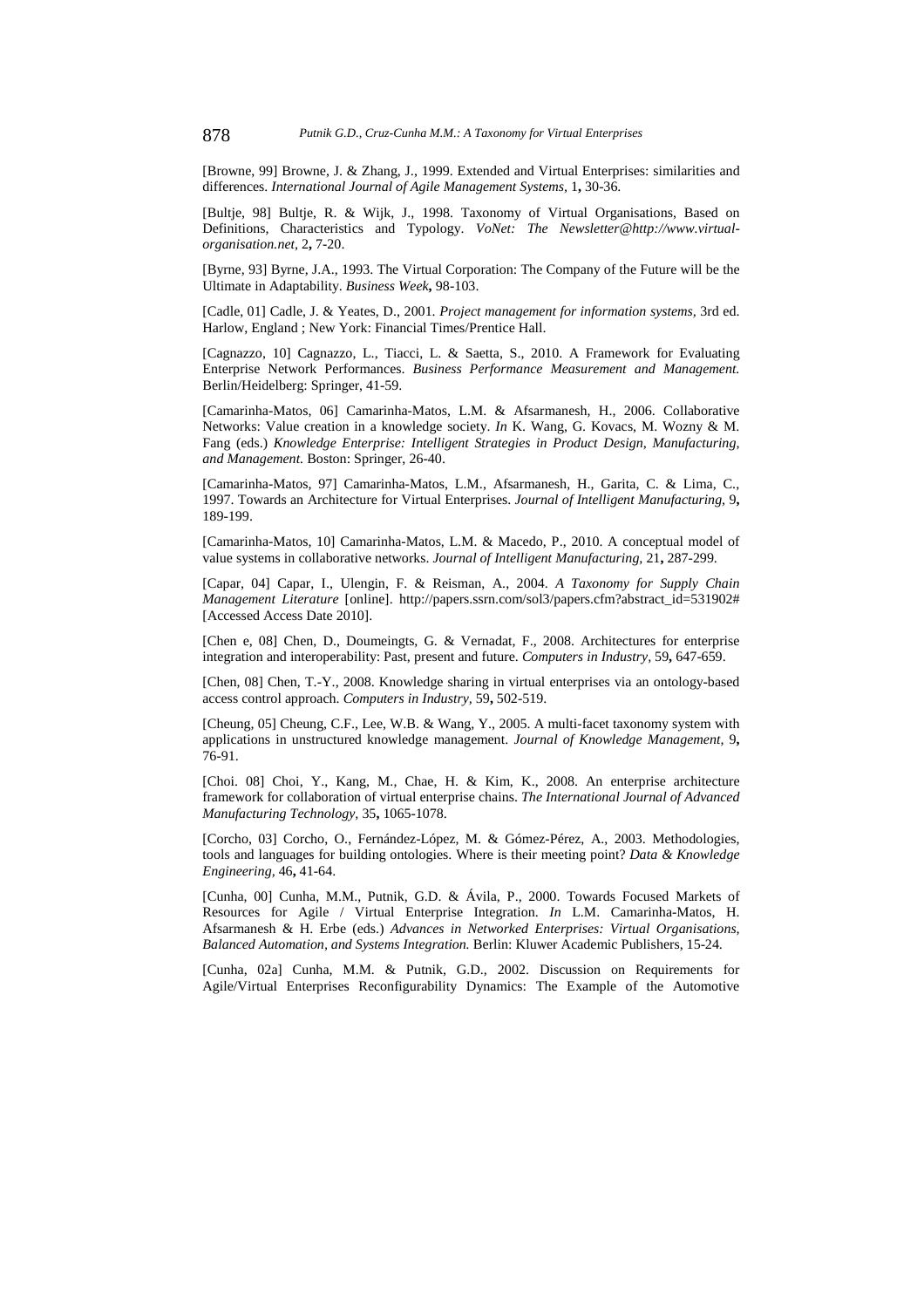[Browne, 99] Browne, J. & Zhang, J., 1999. Extended and Virtual Enterprises: similarities and differences. *International Journal of Agile Management Systems,* 1**,** 30-36.

[Bultje, 98] Bultje, R. & Wijk, J., 1998. Taxonomy of Virtual Organisations, Based on Definitions, Characteristics and Typology. *VoNet: The Newsletter@http://www.virtual-organisation.net,* 2**,** 7-20.

[Byrne, 93] Byrne, J.A., 1993. The Virtual Corporation: The Company of the Future will be the Ultimate in Adaptability. *Business Week***,** 98-103.

[Cadle, 01] Cadle, J. & Yeates, D., 2001. *Project management for information systems,* 3rd ed. Harlow, England ; New York: Financial Times/Prentice Hall.

[Cagnazzo, 10] Cagnazzo, L., Tiacci, L. & Saetta, S., 2010. A Framework for Evaluating Enterprise Network Performances. *Business Performance Measurement and Management.* Berlin/Heidelberg: Springer, 41-59.

[Camarinha-Matos, 06] Camarinha-Matos, L.M. & Afsarmanesh, H., 2006. Collaborative Networks: Value creation in a knowledge society. *In* K. Wang, G. Kovacs, M. Wozny & M. Fang (eds.) *Knowledge Enterprise: Intelligent Strategies in Product Design, Manufacturing, and Management.* Boston: Springer, 26-40.

[Camarinha-Matos, 97] Camarinha-Matos, L.M., Afsarmanesh, H., Garita, C. & Lima, C., 1997. Towards an Architecture for Virtual Enterprises. *Journal of Intelligent Manufacturing,* 9**,** 189-199.

[Camarinha-Matos, 10] Camarinha-Matos, L.M. & Macedo, P., 2010. A conceptual model of value systems in collaborative networks. *Journal of Intelligent Manufacturing,* 21**,** 287-299.

[Capar, 04] Capar, I., Ulengin, F. & Reisman, A., 2004. *A Taxonomy for Supply Chain Management Literature* [online]. http://papers.ssrn.com/sol3/papers.cfm?abstract_id=531902# [Accessed Access Date 2010].

[Chen e, 08] Chen, D., Doumeingts, G. & Vernadat, F., 2008. Architectures for enterprise integration and interoperability: Past, present and future. *Computers in Industry,* 59**,** 647-659.

[Chen, 08] Chen, T.-Y., 2008. Knowledge sharing in virtual enterprises via an ontology-based access control approach. *Computers in Industry,* 59**,** 502-519.

[Cheung, 05] Cheung, C.F., Lee, W.B. & Wang, Y., 2005. A multi-facet taxonomy system with applications in unstructured knowledge management. *Journal of Knowledge Management,* 9**,** 76-91.

[Choi. 08] Choi, Y., Kang, M., Chae, H. & Kim, K., 2008. An enterprise architecture framework for collaboration of virtual enterprise chains. *The International Journal of Advanced Manufacturing Technology,* 35**,** 1065-1078.

[Corcho, 03] Corcho, O., Fernández-López, M. & Gómez-Pérez, A., 2003. Methodologies, tools and languages for building ontologies. Where is their meeting point? *Data & Knowledge Engineering,* 46**,** 41-64.

[Cunha, 00] Cunha, M.M., Putnik, G.D. & Ávila, P., 2000. Towards Focused Markets of Resources for Agile / Virtual Enterprise Integration. *In* L.M. Camarinha-Matos, H. Afsarmanesh & H. Erbe (eds.) *Advances in Networked Enterprises: Virtual Organisations, Balanced Automation, and Systems Integration.* Berlin: Kluwer Academic Publishers, 15-24.

[Cunha, 02a] Cunha, M.M. & Putnik, G.D., 2002. Discussion on Requirements for Agile/Virtual Enterprises Reconfigurability Dynamics: The Example of the Automotive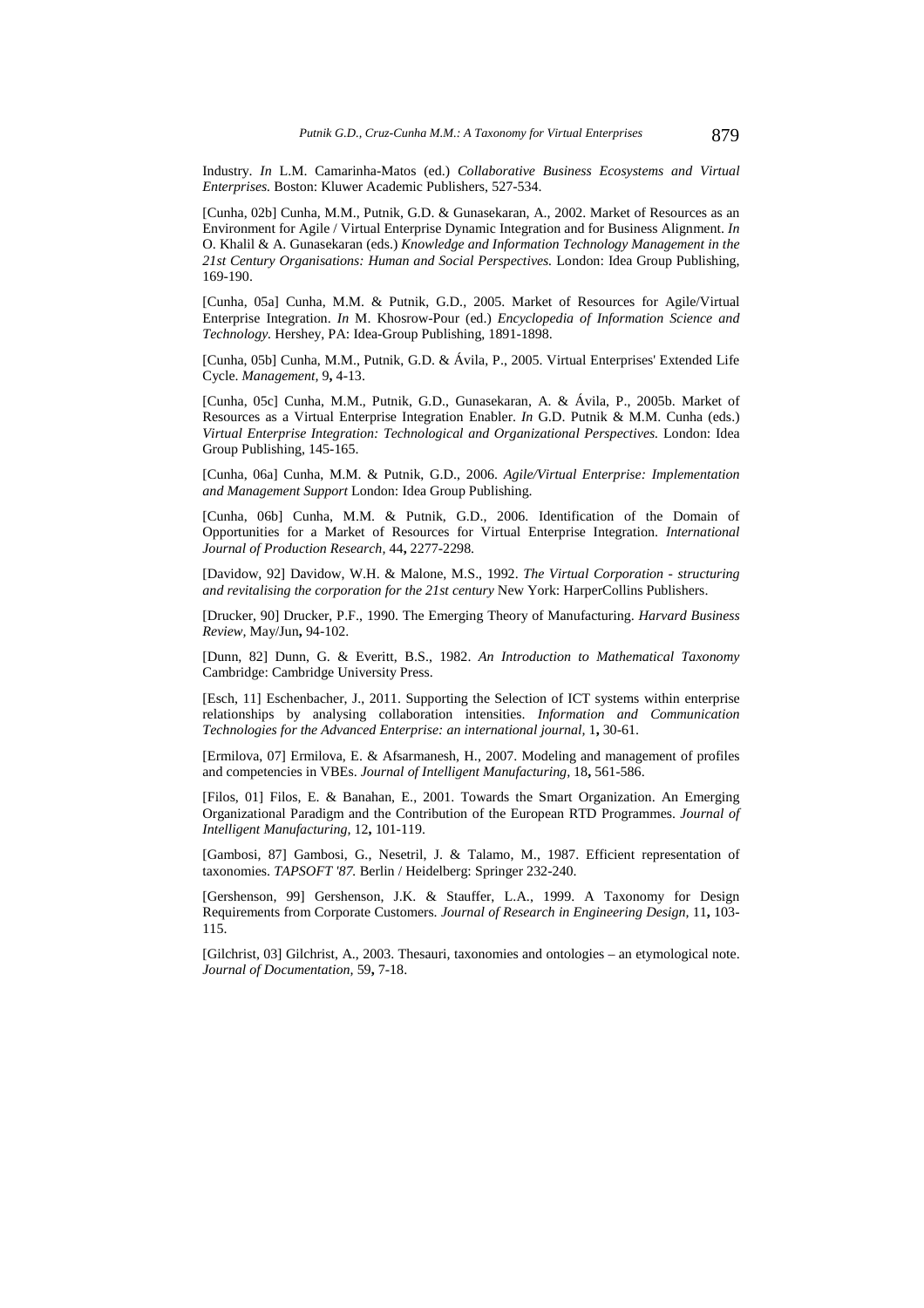Industry. *In* L.M. Camarinha-Matos (ed.) *Collaborative Business Ecosystems and Virtual Enterprises.* Boston: Kluwer Academic Publishers, 527-534.

[Cunha, 02b] Cunha, M.M., Putnik, G.D. & Gunasekaran, A., 2002. Market of Resources as an Environment for Agile / Virtual Enterprise Dynamic Integration and for Business Alignment. *In* O. Khalil & A. Gunasekaran (eds.) *Knowledge and Information Technology Management in the 21st Century Organisations: Human and Social Perspectives.* London: Idea Group Publishing, 169-190.

[Cunha, 05a] Cunha, M.M. & Putnik, G.D., 2005. Market of Resources for Agile/Virtual Enterprise Integration. *In* M. Khosrow-Pour (ed.) *Encyclopedia of Information Science and Technology.* Hershey, PA: Idea-Group Publishing, 1891-1898.

[Cunha, 05b] Cunha, M.M., Putnik, G.D. & Ávila, P., 2005. Virtual Enterprises' Extended Life Cycle. *Management,* 9**,** 4-13.

[Cunha, 05c] Cunha, M.M., Putnik, G.D., Gunasekaran, A. & Ávila, P., 2005b. Market of Resources as a Virtual Enterprise Integration Enabler. *In* G.D. Putnik & M.M. Cunha (eds.) *Virtual Enterprise Integration: Technological and Organizational Perspectives.* London: Idea Group Publishing, 145-165.

[Cunha, 06a] Cunha, M.M. & Putnik, G.D., 2006. *Agile/Virtual Enterprise: Implementation and Management Support* London: Idea Group Publishing.

[Cunha, 06b] Cunha, M.M. & Putnik, G.D., 2006. Identification of the Domain of Opportunities for a Market of Resources for Virtual Enterprise Integration. *International Journal of Production Research,* 44**,** 2277-2298.

[Davidow, 92] Davidow, W.H. & Malone, M.S., 1992. *The Virtual Corporation - structuring and revitalising the corporation for the 21st century* New York: HarperCollins Publishers.

[Drucker, 90] Drucker, P.F., 1990. The Emerging Theory of Manufacturing. *Harvard Business Review,* May/Jun**,** 94-102.

[Dunn, 82] Dunn, G. & Everitt, B.S., 1982. *An Introduction to Mathematical Taxonomy* Cambridge: Cambridge University Press.

[Esch, 11] Eschenbacher, J., 2011. Supporting the Selection of ICT systems within enterprise relationships by analysing collaboration intensities. *Information and Communication Technologies for the Advanced Enterprise: an international journal,* 1**,** 30-61.

[Ermilova, 07] Ermilova, E. & Afsarmanesh, H., 2007. Modeling and management of profiles and competencies in VBEs. *Journal of Intelligent Manufacturing,* 18**,** 561-586.

[Filos, 01] Filos, E. & Banahan, E., 2001. Towards the Smart Organization. An Emerging Organizational Paradigm and the Contribution of the European RTD Programmes. *Journal of Intelligent Manufacturing,* 12**,** 101-119.

[Gambosi, 87] Gambosi, G., Nesetril, J. & Talamo, M., 1987. Efficient representation of taxonomies. *TAPSOFT '87.* Berlin / Heidelberg: Springer 232-240.

[Gershenson, 99] Gershenson, J.K. & Stauffer, L.A., 1999. A Taxonomy for Design Requirements from Corporate Customers. *Journal of Research in Engineering Design,* 11**,** 103-115.

[Gilchrist, 03] Gilchrist, A., 2003. Thesauri, taxonomies and ontologies – an etymological note. *Journal of Documentation,* 59**,** 7-18.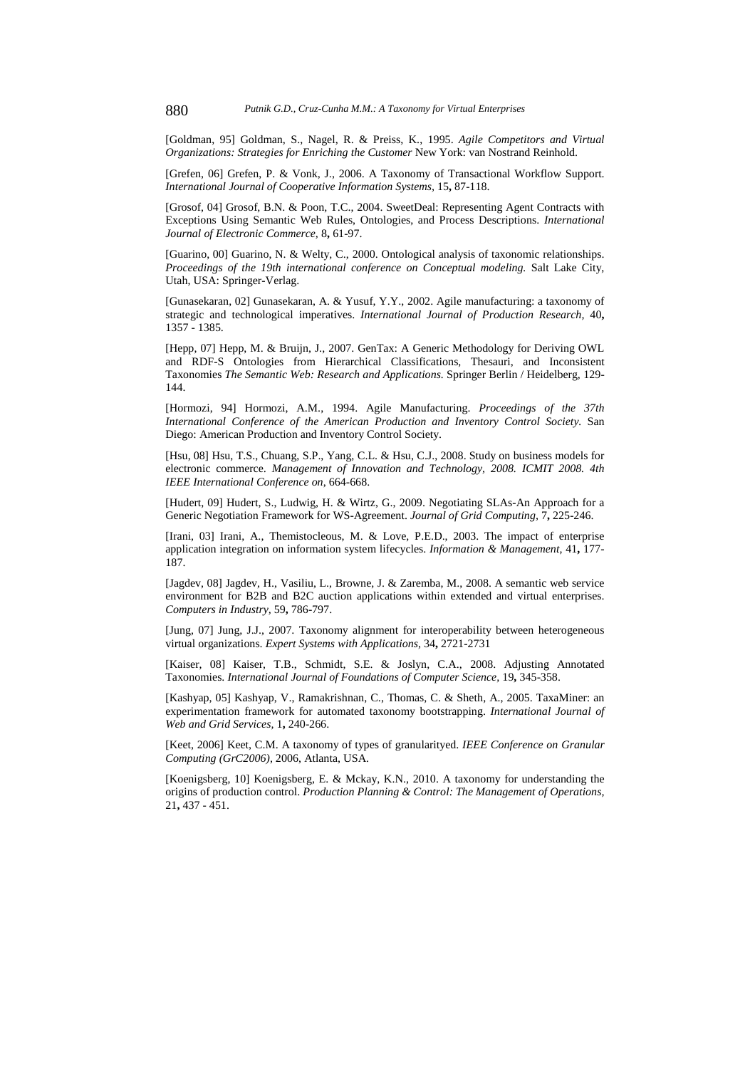[Goldman, 95] Goldman, S., Nagel, R. & Preiss, K., 1995. *Agile Competitors and Virtual Organizations: Strategies for Enriching the Customer* New York: van Nostrand Reinhold.

[Grefen, 06] Grefen, P. & Vonk, J., 2006. A Taxonomy of Transactional Workflow Support. *International Journal of Cooperative Information Systems,* 15**,** 87-118.

[Grosof, 04] Grosof, B.N. & Poon, T.C., 2004. SweetDeal: Representing Agent Contracts with Exceptions Using Semantic Web Rules, Ontologies, and Process Descriptions. *International Journal of Electronic Commerce,* 8**,** 61-97.

[Guarino, 00] Guarino, N. & Welty, C., 2000. Ontological analysis of taxonomic relationships. *Proceedings of the 19th international conference on Conceptual modeling.* Salt Lake City, Utah, USA: Springer-Verlag.

[Gunasekaran, 02] Gunasekaran, A. & Yusuf, Y.Y., 2002. Agile manufacturing: a taxonomy of strategic and technological imperatives. *International Journal of Production Research,* 40**,** 1357 - 1385.

[Hepp, 07] Hepp, M. & Bruijn, J., 2007. GenTax: A Generic Methodology for Deriving OWL and RDF-S Ontologies from Hierarchical Classifications, Thesauri, and Inconsistent Taxonomies *The Semantic Web: Research and Applications.* Springer Berlin / Heidelberg, 129-144.

[Hormozi, 94] Hormozi, A.M., 1994. Agile Manufacturing. *Proceedings of the 37th International Conference of the American Production and Inventory Control Society.* San Diego: American Production and Inventory Control Society.

[Hsu, 08] Hsu, T.S., Chuang, S.P., Yang, C.L. & Hsu, C.J., 2008. Study on business models for electronic commerce. *Management of Innovation and Technology, 2008. ICMIT 2008. 4th IEEE International Conference on,* 664-668.

[Hudert, 09] Hudert, S., Ludwig, H. & Wirtz, G., 2009. Negotiating SLAs-An Approach for a Generic Negotiation Framework for WS-Agreement. *Journal of Grid Computing,* 7**,** 225-246.

[Irani, 03] Irani, A., Themistocleous, M. & Love, P.E.D., 2003. The impact of enterprise application integration on information system lifecycles. *Information & Management,* 41**,** 177-187.

[Jagdev, 08] Jagdev, H., Vasiliu, L., Browne, J. & Zaremba, M., 2008. A semantic web service environment for B2B and B2C auction applications within extended and virtual enterprises. *Computers in Industry,* 59**,** 786-797.

[Jung, 07] Jung, J.J., 2007. Taxonomy alignment for interoperability between heterogeneous virtual organizations. *Expert Systems with Applications,* 34**,** 2721-2731

[Kaiser, 08] Kaiser, T.B., Schmidt, S.E. & Joslyn, C.A., 2008. Adjusting Annotated Taxonomies. *International Journal of Foundations of Computer Science,* 19**,** 345-358.

[Kashyap, 05] Kashyap, V., Ramakrishnan, C., Thomas, C. & Sheth, A., 2005. TaxaMiner: an experimentation framework for automated taxonomy bootstrapping. *International Journal of Web and Grid Services,* 1**,** 240-266.

[Keet, 2006] Keet, C.M. A taxonomy of types of granularityed. *IEEE Conference on Granular Computing (GrC2006)*, 2006, Atlanta, USA.

[Koenigsberg, 10] Koenigsberg, E. & Mckay, K.N., 2010. A taxonomy for understanding the origins of production control. *Production Planning & Control: The Management of Operations,* 21**,** 437 - 451.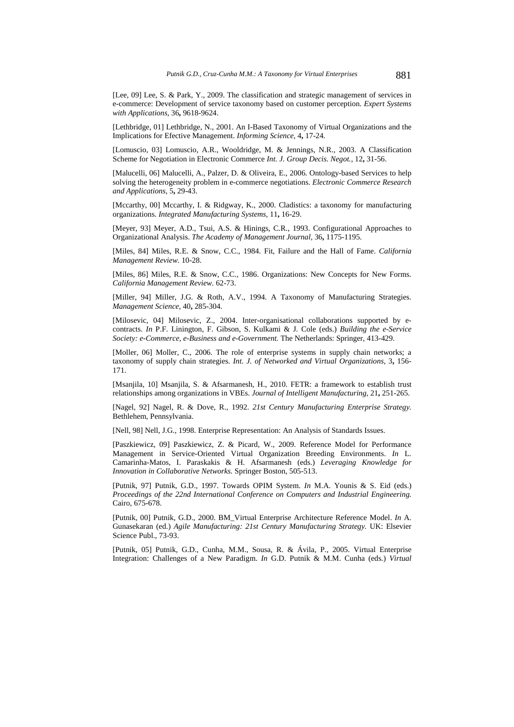[Lee, 09] Lee, S. & Park, Y., 2009. The classification and strategic management of services in e-commerce: Development of service taxonomy based on customer perception. *Expert Systems with Applications,* 36**,** 9618-9624.

[Lethbridge, 01] Lethbridge, N., 2001. An I-Based Taxonomy of Virtual Organizations and the Implications for Efective Management. *Informing Science,* 4**,** 17-24.

[Lomuscio, 03] Lomuscio, A.R., Wooldridge, M. & Jennings, N.R., 2003. A Classification Scheme for Negotiation in Electronic Commerce *Int. J. Group Decis. Negot.,* 12**,** 31-56.

[Malucelli, 06] Malucelli, A., Palzer, D. & Oliveira, E., 2006. Ontology-based Services to help solving the heterogeneity problem in e-commerce negotiations. *Electronic Commerce Research and Applications,* 5**,** 29-43.

[Mccarthy, 00] Mccarthy, I. & Ridgway, K., 2000. Cladistics: a taxonomy for manufacturing organizations. *Integrated Manufacturing Systems,* 11**,** 16-29.

[Meyer, 93] Meyer, A.D., Tsui, A.S. & Hinings, C.R., 1993. Configurational Approaches to Organizational Analysis. *The Academy of Management Journal,* 36**,** 1175-1195.

[Miles, 84] Miles, R.E. & Snow, C.C., 1984. Fit, Failure and the Hall of Fame. *California Management Review.* 10-28.

[Miles, 86] Miles, R.E. & Snow, C.C., 1986. Organizations: New Concepts for New Forms. *California Management Review.* 62-73.

[Miller, 94] Miller, J.G. & Roth, A.V., 1994. A Taxonomy of Manufacturing Strategies. *Management Science,* 40**,** 285-304.

[Milosevic, 04] Milosevic, Z., 2004. Inter-organisational collaborations supported by e-contracts. *In* P.F. Linington, F. Gibson, S. Kulkami & J. Cole (eds.) *Building the e-Service Society: e-Commerce, e-Business and e-Government.* The Netherlands: Springer, 413-429.

[Moller, 06] Moller, C., 2006. The role of enterprise systems in supply chain networks; a taxonomy of supply chain strategies. *Int. J. of Networked and Virtual Organizations,* 3**,** 156-171.

[Msanjila, 10] Msanjila, S. & Afsarmanesh, H., 2010. FETR: a framework to establish trust relationships among organizations in VBEs. *Journal of Intelligent Manufacturing,* 21**,** 251-265.

[Nagel, 92] Nagel, R. & Dove, R., 1992. *21st Century Manufacturing Enterprise Strategy.* Bethlehem, Pennsylvania.

[Nell, 98] Nell, J.G., 1998. Enterprise Representation: An Analysis of Standards Issues.

[Paszkiewicz, 09] Paszkiewicz, Z. & Picard, W., 2009. Reference Model for Performance Management in Service-Oriented Virtual Organization Breeding Environments. *In* L. Camarinha-Matos, I. Paraskakis & H. Afsarmanesh (eds.) *Leveraging Knowledge for Innovation in Collaborative Networks.* Springer Boston, 505-513.

[Putnik, 97] Putnik, G.D., 1997. Towards OPIM System. *In* M.A. Younis & S. Eid (eds.) *Proceedings of the 22nd International Conference on Computers and Industrial Engineering.* Cairo, 675-678.

[Putnik, 00] Putnik, G.D., 2000. BM_Virtual Enterprise Architecture Reference Model. *In* A. Gunasekaran (ed.) *Agile Manufacturing: 21st Century Manufacturing Strategy.* UK: Elsevier Science Publ., 73-93.

[Putnik, 05] Putnik, G.D., Cunha, M.M., Sousa, R. & Ávila, P., 2005. Virtual Enterprise Integration: Challenges of a New Paradigm. *In* G.D. Putnik & M.M. Cunha (eds.) *Virtual*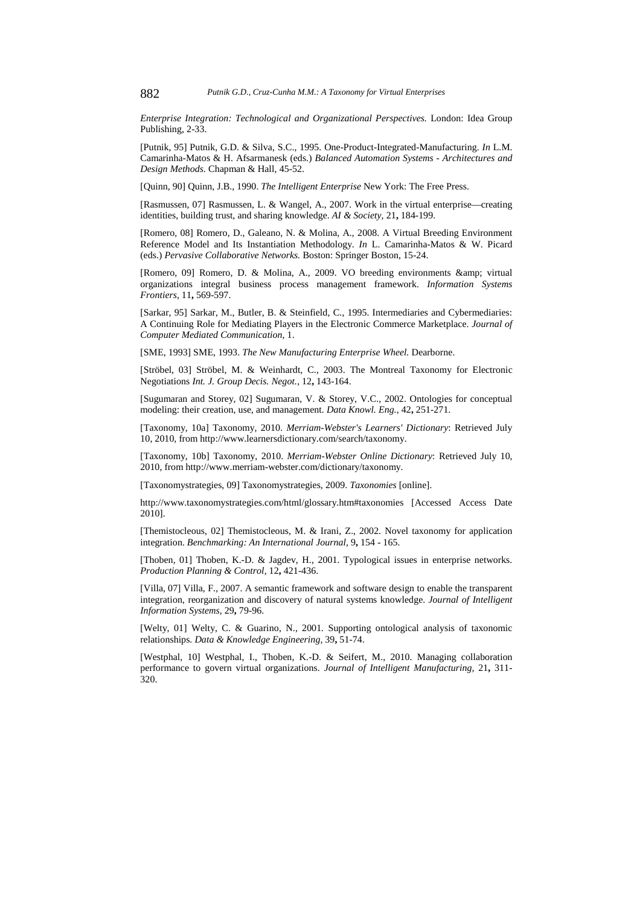*Enterprise Integration: Technological and Organizational Perspectives.* London: Idea Group Publishing, 2-33.

[Putnik, 95] Putnik, G.D. & Silva, S.C., 1995. One-Product-Integrated-Manufacturing. *In* L.M. Camarinha-Matos & H. Afsarmanesk (eds.) *Balanced Automation Systems - Architectures and Design Methods.* Chapman & Hall, 45-52.

[Quinn, 90] Quinn, J.B., 1990. *The Intelligent Enterprise* New York: The Free Press.

[Rasmussen, 07] Rasmussen, L. & Wangel, A., 2007. Work in the virtual enterprise—creating identities, building trust, and sharing knowledge. *AI & Society,* 21**,** 184-199.

[Romero, 08] Romero, D., Galeano, N. & Molina, A., 2008. A Virtual Breeding Environment Reference Model and Its Instantiation Methodology. *In* L. Camarinha-Matos & W. Picard (eds.) *Pervasive Collaborative Networks.* Boston: Springer Boston, 15-24.

[Romero, 09] Romero, D. & Molina, A., 2009. VO breeding environments &amp; virtual organizations integral business process management framework. *Information Systems Frontiers,* 11**,** 569-597.

[Sarkar, 95] Sarkar, M., Butler, B. & Steinfield, C., 1995. Intermediaries and Cybermediaries: A Continuing Role for Mediating Players in the Electronic Commerce Marketplace. *Journal of Computer Mediated Communication,* 1.

[SME, 1993] SME, 1993. *The New Manufacturing Enterprise Wheel.* Dearborne.

[Ströbel, 03] Ströbel, M. & Weinhardt, C., 2003. The Montreal Taxonomy for Electronic Negotiations *Int. J. Group Decis. Negot.,* 12**,** 143-164.

[Sugumaran and Storey, 02] Sugumaran, V. & Storey, V.C., 2002. Ontologies for conceptual modeling: their creation, use, and management. *Data Knowl. Eng.,* 42**,** 251-271.

[Taxonomy, 10a] Taxonomy, 2010. *Merriam-Webster's Learners' Dictionary*: Retrieved July 10, 2010, from http://www.learnersdictionary.com/search/taxonomy.

[Taxonomy, 10b] Taxonomy, 2010. *Merriam-Webster Online Dictionary*: Retrieved July 10, 2010, from http://www.merriam-webster.com/dictionary/taxonomy.

[Taxonomystrategies, 09] Taxonomystrategies, 2009. *Taxonomies* [online].

http://www.taxonomystrategies.com/html/glossary.htm#taxonomies [Accessed Access Date 2010].

[Themistocleous, 02] Themistocleous, M. & Irani, Z., 2002. Novel taxonomy for application integration. *Benchmarking: An International Journal,* 9**,** 154 - 165.

[Thoben, 01] Thoben, K.-D. & Jagdev, H., 2001. Typological issues in enterprise networks. *Production Planning & Control,* 12**,** 421-436.

[Villa, 07] Villa, F., 2007. A semantic framework and software design to enable the transparent integration, reorganization and discovery of natural systems knowledge. *Journal of Intelligent Information Systems,* 29**,** 79-96.

[Welty, 01] Welty, C. & Guarino, N., 2001. Supporting ontological analysis of taxonomic relationships. *Data & Knowledge Engineering,* 39**,** 51-74.

[Westphal, 10] Westphal, I., Thoben, K.-D. & Seifert, M., 2010. Managing collaboration performance to govern virtual organizations. *Journal of Intelligent Manufacturing,* 21**,** 311-320.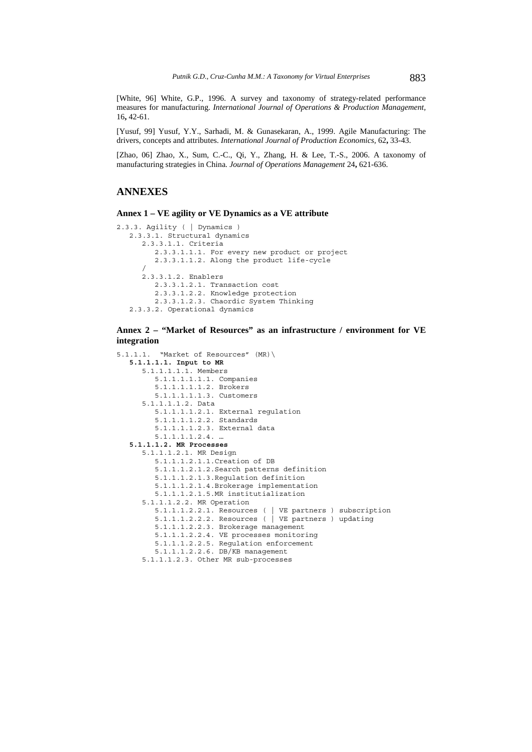[White, 96] White, G.P., 1996. A survey and taxonomy of strategy-related performance measures for manufacturing. *International Journal of Operations & Production Management,* 16**,** 42-61.

[Yusuf, 99] Yusuf, Y.Y., Sarhadi, M. & Gunasekaran, A., 1999. Agile Manufacturing: The drivers, concepts and attributes. *International Journal of Production Economics,* 62**,** 33-43.

[Zhao, 06] Zhao, X., Sum, C.-C., Qi, Y., Zhang, H. & Lee, T.-S., 2006. A taxonomy of manufacturing strategies in China. *Journal of Operations Management* 24**,** 621-636.

## ANNEXES

### Annex 1 – VE agility or VE Dynamics as a VE attribute

```
2.3.3. Agility ( | Dynamics )
   2.3.3.1. Structural dynamics
      2.3.3.1.1. Criteria
         2.3.3.1.1.1. For every new product or project
         2.3.3.1.1.2. Along the product life-cycle
      /
      2.3.3.1.2. Enablers
         2.3.3.1.2.1. Transaction cost
         2.3.3.1.2.2. Knowledge protection
         2.3.3.1.2.3. Chaordic System Thinking
   2.3.3.2. Operational dynamics
```

### Annex 2 – "Market of Resources" as an infrastructure / environment for VE integration

```
5.1.1.1.  "Market of Resources" (MR)\
   5.1.1.1.1. Input to MR
      5.1.1.1.1.1. Members
         5.1.1.1.1.1.1. Companies
         5.1.1.1.1.1.2. Brokers
         5.1.1.1.1.1.3. Customers
      5.1.1.1.1.2. Data
         5.1.1.1.1.2.1. External regulation
         5.1.1.1.1.2.2. Standards
         5.1.1.1.1.2.3. External data
         5.1.1.1.1.2.4. …
   5.1.1.1.2. MR Processes
      5.1.1.1.2.1. MR Design
         5.1.1.1.2.1.1.Creation of DB
         5.1.1.1.2.1.2.Search patterns definition
         5.1.1.1.2.1.3.Regulation definition
         5.1.1.1.2.1.4.Brokerage implementation
         5.1.1.1.2.1.5.MR institutialization
      5.1.1.1.2.2. MR Operation
         5.1.1.1.2.2.1. Resources ( | VE partners ) subscription
         5.1.1.1.2.2.2. Resources ( | VE partners ) updating
         5.1.1.1.2.2.3. Brokerage management
         5.1.1.1.2.2.4. VE processes monitoring
         5.1.1.1.2.2.5. Regulation enforcement
         5.1.1.1.2.2.6. DB/KB management
      5.1.1.1.2.3. Other MR sub-processes
```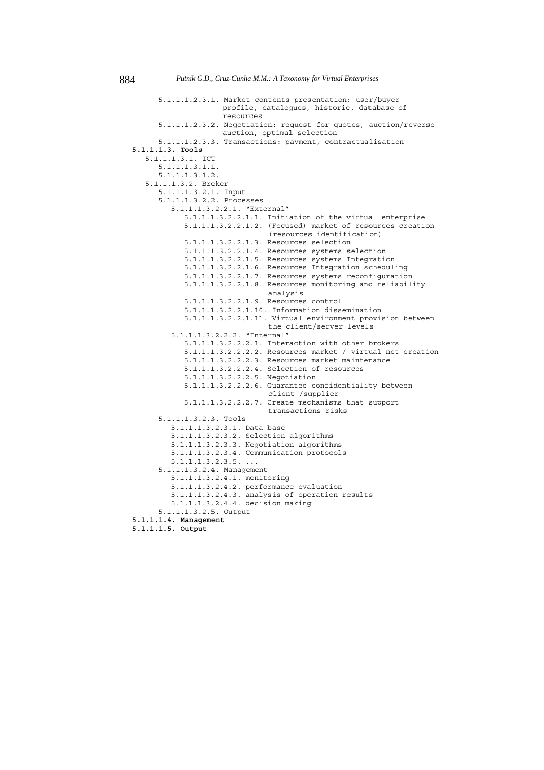5.1.1.1.2.3.1. Market contents presentation: user/buyer profile, catalogues, historic, database of resources

5.1.1.1.2.3.2. Negotiation: request for quotes, auction/reverse auction, optimal selection

5.1.1.1.2.3.3. Transactions: payment, contractualisation

**5.1.1.1.3. Tools**

5.1.1.1.3.1. ICT

5.1.1.1.3.1.1.

5.1.1.1.3.1.2.

5.1.1.1.3.2. Broker

5.1.1.1.3.2.1. Input

5.1.1.1.3.2.2. Processes

5.1.1.1.3.2.2.1. "External"

5.1.1.1.3.2.2.1.1. Initiation of the virtual enterprise

5.1.1.1.3.2.2.1.2. (Focused) market of resources creation (resources identification)

5.1.1.1.3.2.2.1.3. Resources selection

5.1.1.1.3.2.2.1.4. Resources systems selection

5.1.1.1.3.2.2.1.5. Resources systems Integration

5.1.1.1.3.2.2.1.6. Resources Integration scheduling

5.1.1.1.3.2.2.1.7. Resources systems reconfiguration

5.1.1.1.3.2.2.1.8. Resources monitoring and reliability analysis

5.1.1.1.3.2.2.1.9. Resources control

5.1.1.1.3.2.2.1.10. Information dissemination

5.1.1.1.3.2.2.1.11. Virtual environment provision between the client/server levels

5.1.1.1.3.2.2.2. "Internal"

5.1.1.1.3.2.2.2.1. Interaction with other brokers

5.1.1.1.3.2.2.2.2. Resources market / virtual net creation

5.1.1.1.3.2.2.2.3. Resources market maintenance

5.1.1.1.3.2.2.2.4. Selection of resources

5.1.1.1.3.2.2.2.5. Negotiation

5.1.1.1.3.2.2.2.6. Guarantee confidentiality between client /supplier

5.1.1.1.3.2.2.2.7. Create mechanisms that support transactions risks

5.1.1.1.3.2.3. Tools

5.1.1.1.3.2.3.1. Data base

5.1.1.1.3.2.3.2. Selection algorithms

5.1.1.1.3.2.3.3. Negotiation algorithms

5.1.1.1.3.2.3.4. Communication protocols

5.1.1.1.3.2.3.5. ...

5.1.1.1.3.2.4. Management

5.1.1.1.3.2.4.1. monitoring

5.1.1.1.3.2.4.2. performance evaluation

5.1.1.1.3.2.4.3. analysis of operation results

5.1.1.1.3.2.4.4. decision making

5.1.1.1.3.2.5. Output

**5.1.1.1.4. Management**

**5.1.1.1.5. Output**